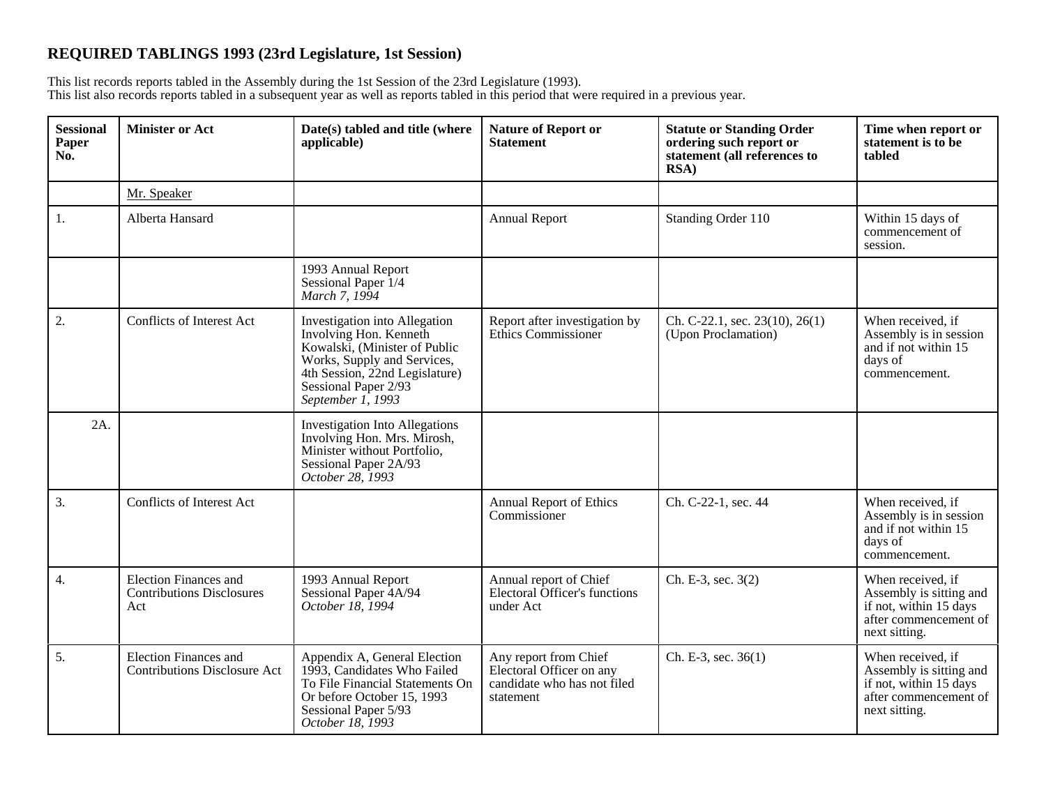# REQUIRED TABLINGS 1993 (23rd Legislature, 1st Session)

This list records reports tabled in the Assembly during the 1st Session of the 23rd Legislature (1993).
This list also records reports tabled in a subsequent year as well as reports tabled in this period that were required in a previous year.

| Sessional Paper No. | Minister or Act | Date(s) tabled and title (where applicable) | Nature of Report or Statement | Statute or Standing Order ordering such report or statement (all references to RSA) | Time when report or statement is to be tabled |
|---|---|---|---|---|---|
| | Mr. Speaker | | | | |
| 1. | Alberta Hansard | | Annual Report | Standing Order 110 | Within 15 days of commencement of session. |
| | | 1993 Annual Report<br>Sessional Paper 1/4<br>*March 7, 1994* | | | |
| 2. | Conflicts of Interest Act | Investigation into Allegation Involving Hon. Kenneth Kowalski, (Minister of Public Works, Supply and Services, 4th Session, 22nd Legislature)<br>Sessional Paper 2/93<br>*September 1, 1993* | Report after investigation by Ethics Commissioner | Ch. C-22.1, sec. 23(10), 26(1) (Upon Proclamation) | When received, if Assembly is in session and if not within 15 days of commencement. |
| 2A. | | Investigation Into Allegations Involving Hon. Mrs. Mirosh, Minister without Portfolio, Sessional Paper 2A/93<br>*October 28, 1993* | | | |
| 3. | Conflicts of Interest Act | | Annual Report of Ethics Commissioner | Ch. C-22-1, sec. 44 | When received, if Assembly is in session and if not within 15 days of commencement. |
| 4. | Election Finances and Contributions Disclosures Act | 1993 Annual Report<br>Sessional Paper 4A/94<br>*October 18, 1994* | Annual report of Chief Electoral Officer's functions under Act | Ch. E-3, sec. 3(2) | When received, if Assembly is sitting and if not, within 15 days after commencement of next sitting. |
| 5. | Election Finances and Contributions Disclosure Act | Appendix A, General Election 1993, Candidates Who Failed To File Financial Statements On Or before October 15, 1993<br>Sessional Paper 5/93<br>*October 18, 1993* | Any report from Chief Electoral Officer on any candidate who has not filed statement | Ch. E-3, sec. 36(1) | When received, if Assembly is sitting and if not, within 15 days after commencement of next sitting. |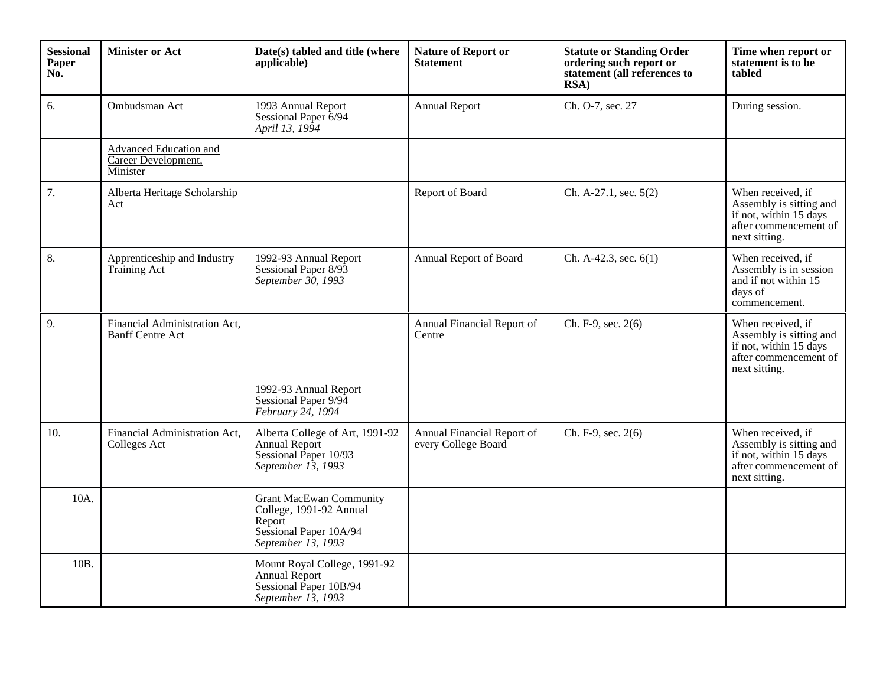| Sessional Paper No. | Minister or Act | Date(s) tabled and title (where applicable) | Nature of Report or Statement | Statute or Standing Order ordering such report or statement (all references to RSA) | Time when report or statement is to be tabled |
|---|---|---|---|---|---|
| 6. | Ombudsman Act | 1993 Annual Report<br>Sessional Paper 6/94<br>*April 13, 1994* | Annual Report | Ch. O-7, sec. 27 | During session. |
| | Advanced Education and Career Development, Minister | | | | |
| 7. | Alberta Heritage Scholarship Act | | Report of Board | Ch. A-27.1, sec. 5(2) | When received, if Assembly is sitting and if not, within 15 days after commencement of next sitting. |
| 8. | Apprenticeship and Industry Training Act | 1992-93 Annual Report<br>Sessional Paper 8/93<br>*September 30, 1993* | Annual Report of Board | Ch. A-42.3, sec. 6(1) | When received, if Assembly is in session and if not within 15 days of commencement. |
| 9. | Financial Administration Act, Banff Centre Act | | Annual Financial Report of Centre | Ch. F-9, sec. 2(6) | When received, if Assembly is sitting and if not, within 15 days after commencement of next sitting. |
| | | 1992-93 Annual Report<br>Sessional Paper 9/94<br>*February 24, 1994* | | | |
| 10. | Financial Administration Act, Colleges Act | Alberta College of Art, 1991-92 Annual Report<br>Sessional Paper 10/93<br>*September 13, 1993* | Annual Financial Report of every College Board | Ch. F-9, sec. 2(6) | When received, if Assembly is sitting and if not, within 15 days after commencement of next sitting. |
| 10A. | | Grant MacEwan Community College, 1991-92 Annual Report<br>Sessional Paper 10A/94<br>*September 13, 1993* | | | |
| 10B. | | Mount Royal College, 1991-92 Annual Report<br>Sessional Paper 10B/94<br>*September 13, 1993* | | | |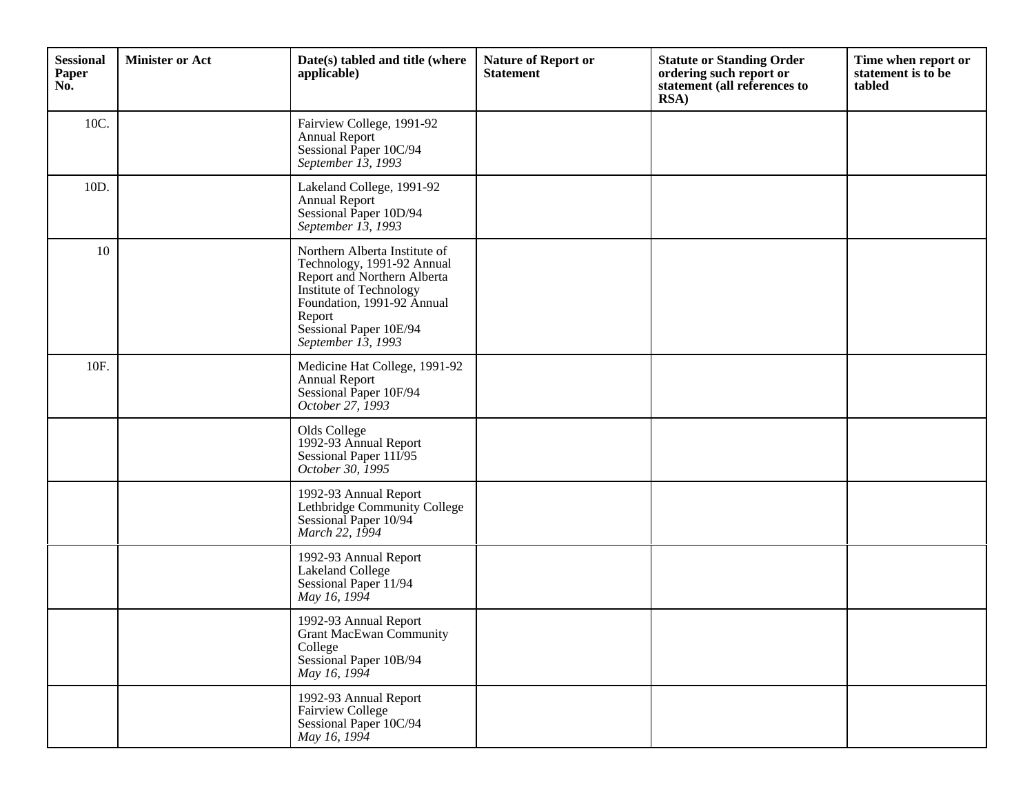| Sessional Paper No. | Minister or Act | Date(s) tabled and title (where applicable) | Nature of Report or Statement | Statute or Standing Order ordering such report or statement (all references to RSA) | Time when report or statement is to be tabled |
|---|---|---|---|---|---|
| 10C. | | Fairview College, 1991-92 Annual Report<br>Sessional Paper 10C/94<br>*September 13, 1993* | | | |
| 10D. | | Lakeland College, 1991-92 Annual Report<br>Sessional Paper 10D/94<br>*September 13, 1993* | | | |
| 10 | | Northern Alberta Institute of Technology, 1991-92 Annual Report and Northern Alberta Institute of Technology Foundation, 1991-92 Annual Report<br>Sessional Paper 10E/94<br>*September 13, 1993* | | | |
| 10F. | | Medicine Hat College, 1991-92 Annual Report<br>Sessional Paper 10F/94<br>*October 27, 1993* | | | |
| | | Olds College<br>1992-93 Annual Report<br>Sessional Paper 11I/95<br>*October 30, 1995* | | | |
| | | 1992-93 Annual Report<br>Lethbridge Community College<br>Sessional Paper 10/94<br>*March 22, 1994* | | | |
| | | 1992-93 Annual Report<br>Lakeland College<br>Sessional Paper 11/94<br>*May 16, 1994* | | | |
| | | 1992-93 Annual Report<br>Grant MacEwan Community College<br>Sessional Paper 10B/94<br>*May 16, 1994* | | | |
| | | 1992-93 Annual Report<br>Fairview College<br>Sessional Paper 10C/94<br>*May 16, 1994* | | | |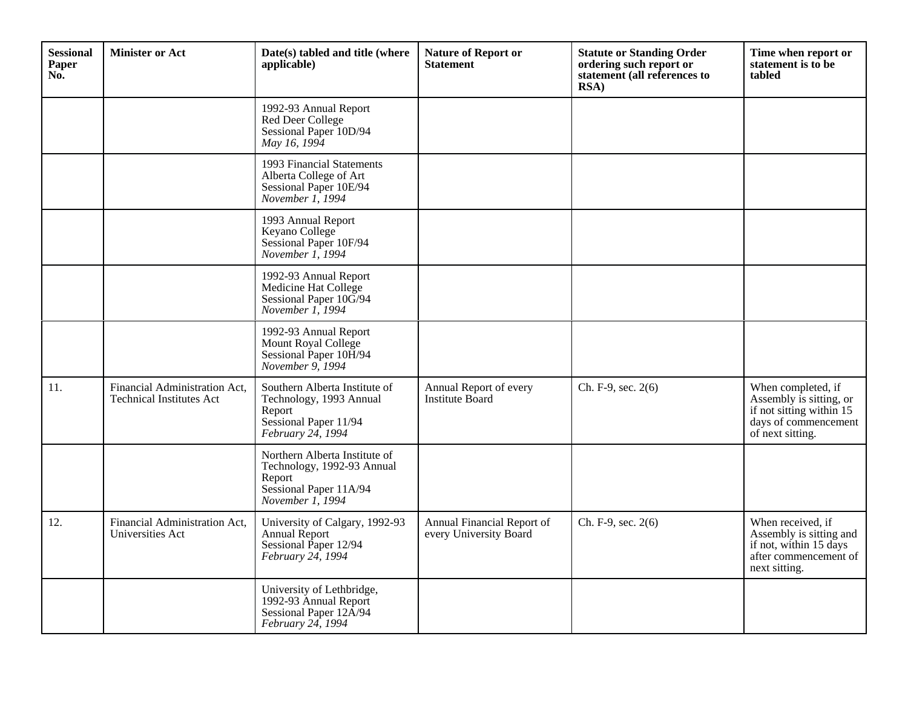| Sessional Paper No. | Minister or Act | Date(s) tabled and title (where applicable) | Nature of Report or Statement | Statute or Standing Order ordering such report or statement (all references to RSA) | Time when report or statement is to be tabled |
|---|---|---|---|---|---|
| | | 1992-93 Annual Report<br>Red Deer College<br>Sessional Paper 10D/94<br>*May 16, 1994* | | | |
| | | 1993 Financial Statements<br>Alberta College of Art<br>Sessional Paper 10E/94<br>*November 1, 1994* | | | |
| | | 1993 Annual Report<br>Keyano College<br>Sessional Paper 10F/94<br>*November 1, 1994* | | | |
| | | 1992-93 Annual Report<br>Medicine Hat College<br>Sessional Paper 10G/94<br>*November 1, 1994* | | | |
| | | 1992-93 Annual Report<br>Mount Royal College<br>Sessional Paper 10H/94<br>*November 9, 1994* | | | |
| 11. | Financial Administration Act, Technical Institutes Act | Southern Alberta Institute of Technology, 1993 Annual Report<br>Sessional Paper 11/94<br>*February 24, 1994* | Annual Report of every Institute Board | Ch. F-9, sec. 2(6) | When completed, if Assembly is sitting, or if not sitting within 15 days of commencement of next sitting. |
| | | Northern Alberta Institute of Technology, 1992-93 Annual Report<br>Sessional Paper 11A/94<br>*November 1, 1994* | | | |
| 12. | Financial Administration Act, Universities Act | University of Calgary, 1992-93 Annual Report<br>Sessional Paper 12/94<br>*February 24, 1994* | Annual Financial Report of every University Board | Ch. F-9, sec. 2(6) | When received, if Assembly is sitting and if not, within 15 days after commencement of next sitting. |
| | | University of Lethbridge, 1992-93 Annual Report<br>Sessional Paper 12A/94<br>*February 24, 1994* | | | |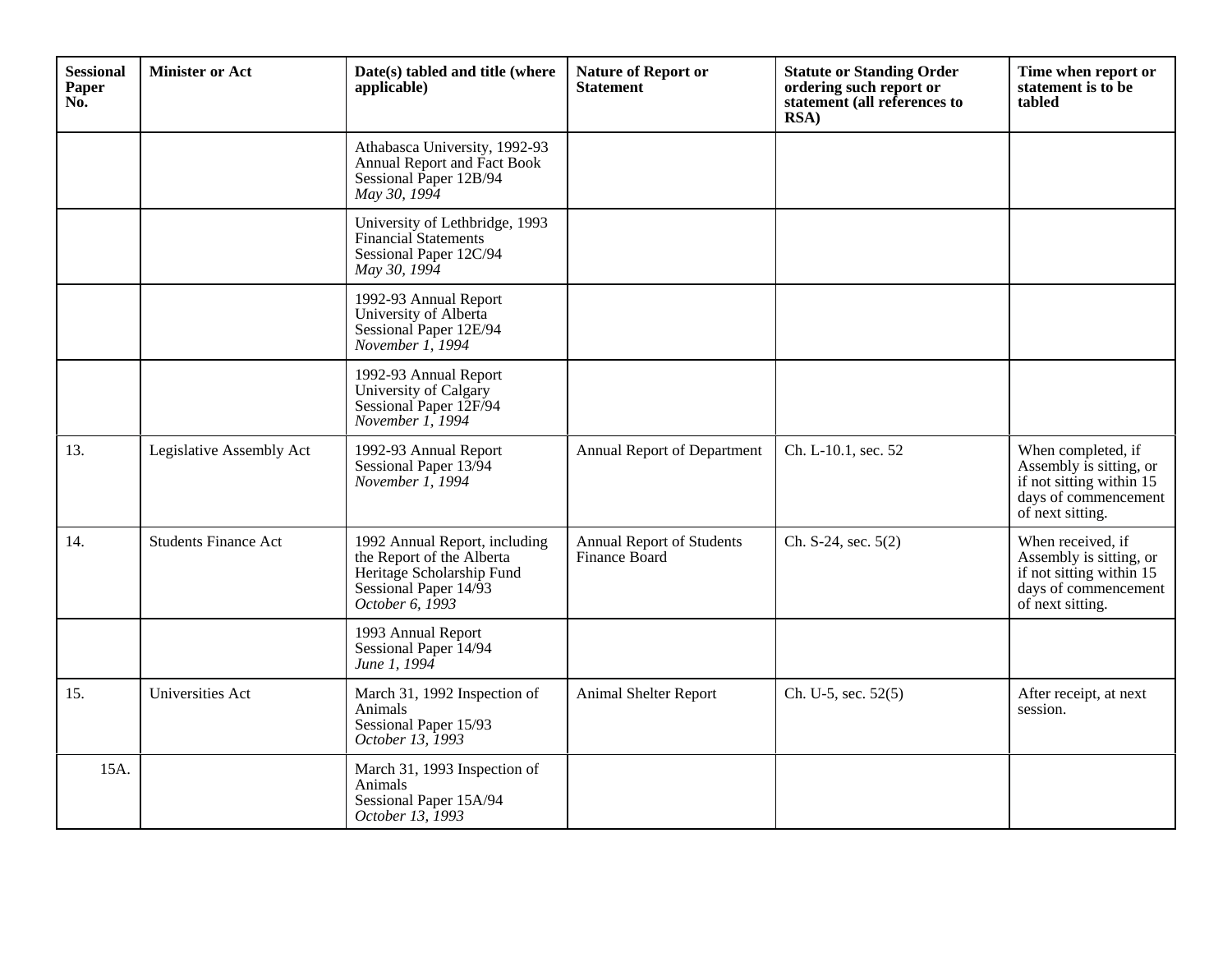| Sessional Paper No. | Minister or Act | Date(s) tabled and title (where applicable) | Nature of Report or Statement | Statute or Standing Order ordering such report or statement (all references to RSA) | Time when report or statement is to be tabled |
|---|---|---|---|---|---|
| | | Athabasca University, 1992-93 Annual Report and Fact Book<br>Sessional Paper 12B/94<br>*May 30, 1994* | | | |
| | | University of Lethbridge, 1993 Financial Statements<br>Sessional Paper 12C/94<br>*May 30, 1994* | | | |
| | | 1992-93 Annual Report<br>University of Alberta<br>Sessional Paper 12E/94<br>*November 1, 1994* | | | |
| | | 1992-93 Annual Report<br>University of Calgary<br>Sessional Paper 12F/94<br>*November 1, 1994* | | | |
| 13. | Legislative Assembly Act | 1992-93 Annual Report<br>Sessional Paper 13/94<br>*November 1, 1994* | Annual Report of Department | Ch. L-10.1, sec. 52 | When completed, if Assembly is sitting, or if not sitting within 15 days of commencement of next sitting. |
| 14. | Students Finance Act | 1992 Annual Report, including the Report of the Alberta Heritage Scholarship Fund<br>Sessional Paper 14/93<br>*October 6, 1993* | Annual Report of Students Finance Board | Ch. S-24, sec. 5(2) | When received, if Assembly is sitting, or if not sitting within 15 days of commencement of next sitting. |
| | | 1993 Annual Report<br>Sessional Paper 14/94<br>*June 1, 1994* | | | |
| 15. | Universities Act | March 31, 1992 Inspection of Animals<br>Sessional Paper 15/93<br>*October 13, 1993* | Animal Shelter Report | Ch. U-5, sec. 52(5) | After receipt, at next session. |
| 15A. | | March 31, 1993 Inspection of Animals<br>Sessional Paper 15A/94<br>*October 13, 1993* | | | |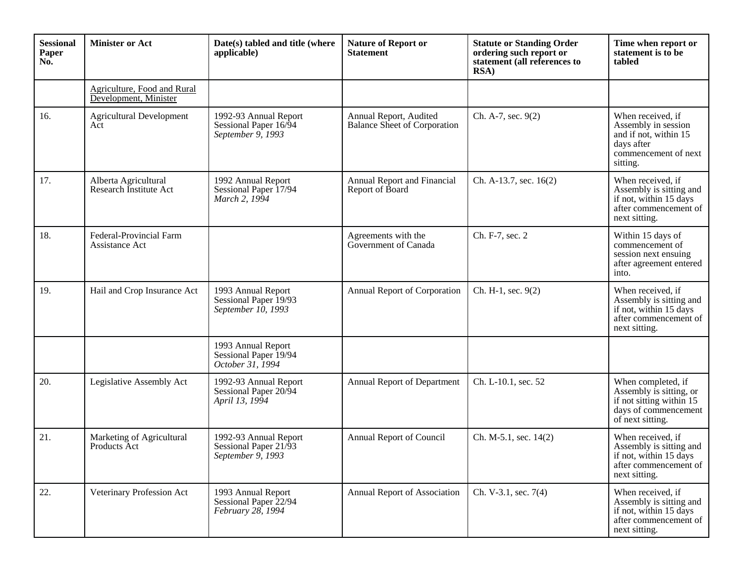| Sessional Paper No. | Minister or Act | Date(s) tabled and title (where applicable) | Nature of Report or Statement | Statute or Standing Order ordering such report or statement (all references to RSA) | Time when report or statement is to be tabled |
|---|---|---|---|---|---|
| | Agriculture, Food and Rural Development, Minister | | | | |
| 16. | Agricultural Development Act | 1992-93 Annual Report<br>Sessional Paper 16/94<br>*September 9, 1993* | Annual Report, Audited Balance Sheet of Corporation | Ch. A-7, sec. 9(2) | When received, if Assembly in session and if not, within 15 days after commencement of next sitting. |
| 17. | Alberta Agricultural Research Institute Act | 1992 Annual Report<br>Sessional Paper 17/94<br>*March 2, 1994* | Annual Report and Financial Report of Board | Ch. A-13.7, sec. 16(2) | When received, if Assembly is sitting and if not, within 15 days after commencement of next sitting. |
| 18. | Federal-Provincial Farm Assistance Act | | Agreements with the Government of Canada | Ch. F-7, sec. 2 | Within 15 days of commencement of session next ensuing after agreement entered into. |
| 19. | Hail and Crop Insurance Act | 1993 Annual Report<br>Sessional Paper 19/93<br>*September 10, 1993* | Annual Report of Corporation | Ch. H-1, sec. 9(2) | When received, if Assembly is sitting and if not, within 15 days after commencement of next sitting. |
| | | 1993 Annual Report<br>Sessional Paper 19/94<br>*October 31, 1994* | | | |
| 20. | Legislative Assembly Act | 1992-93 Annual Report<br>Sessional Paper 20/94<br>*April 13, 1994* | Annual Report of Department | Ch. L-10.1, sec. 52 | When completed, if Assembly is sitting, or if not sitting within 15 days of commencement of next sitting. |
| 21. | Marketing of Agricultural Products Act | 1992-93 Annual Report<br>Sessional Paper 21/93<br>*September 9, 1993* | Annual Report of Council | Ch. M-5.1, sec. 14(2) | When received, if Assembly is sitting and if not, within 15 days after commencement of next sitting. |
| 22. | Veterinary Profession Act | 1993 Annual Report<br>Sessional Paper 22/94<br>*February 28, 1994* | Annual Report of Association | Ch. V-3.1, sec. 7(4) | When received, if Assembly is sitting and if not, within 15 days after commencement of next sitting. |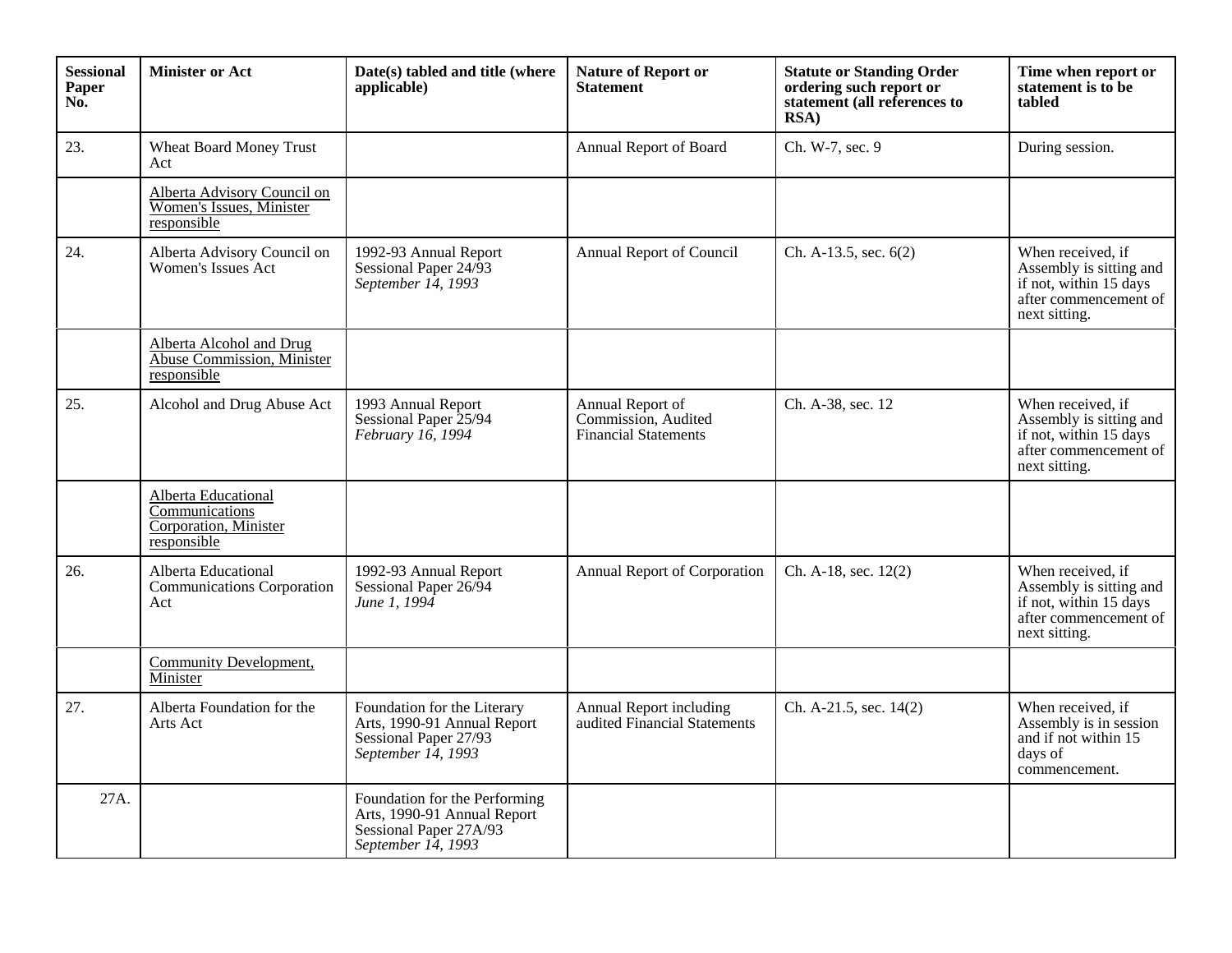| Sessional Paper No. | Minister or Act | Date(s) tabled and title (where applicable) | Nature of Report or Statement | Statute or Standing Order ordering such report or statement (all references to RSA) | Time when report or statement is to be tabled |
|---|---|---|---|---|---|
| 23. | Wheat Board Money Trust Act | | Annual Report of Board | Ch. W-7, sec. 9 | During session. |
| | Alberta Advisory Council on Women's Issues, Minister responsible | | | | |
| 24. | Alberta Advisory Council on Women's Issues Act | 1992-93 Annual Report Sessional Paper 24/93 *September 14, 1993* | Annual Report of Council | Ch. A-13.5, sec. 6(2) | When received, if Assembly is sitting and if not, within 15 days after commencement of next sitting. |
| | Alberta Alcohol and Drug Abuse Commission, Minister responsible | | | | |
| 25. | Alcohol and Drug Abuse Act | 1993 Annual Report Sessional Paper 25/94 *February 16, 1994* | Annual Report of Commission, Audited Financial Statements | Ch. A-38, sec. 12 | When received, if Assembly is sitting and if not, within 15 days after commencement of next sitting. |
| | Alberta Educational Communications Corporation, Minister responsible | | | | |
| 26. | Alberta Educational Communications Corporation Act | 1992-93 Annual Report Sessional Paper 26/94 *June 1, 1994* | Annual Report of Corporation | Ch. A-18, sec. 12(2) | When received, if Assembly is sitting and if not, within 15 days after commencement of next sitting. |
| | Community Development, Minister | | | | |
| 27. | Alberta Foundation for the Arts Act | Foundation for the Literary Arts, 1990-91 Annual Report Sessional Paper 27/93 *September 14, 1993* | Annual Report including audited Financial Statements | Ch. A-21.5, sec. 14(2) | When received, if Assembly is in session and if not within 15 days of commencement. |
| 27A. | | Foundation for the Performing Arts, 1990-91 Annual Report Sessional Paper 27A/93 *September 14, 1993* | | | |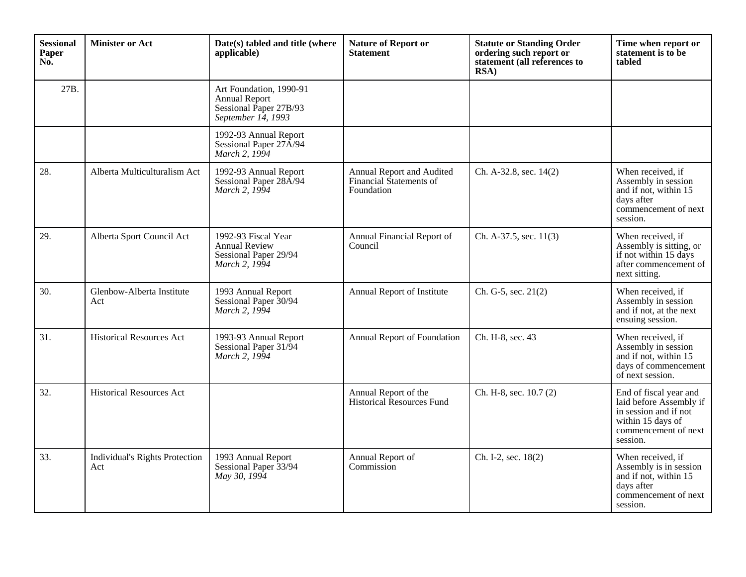| Sessional Paper No. | Minister or Act | Date(s) tabled and title (where applicable) | Nature of Report or Statement | Statute or Standing Order ordering such report or statement (all references to RSA) | Time when report or statement is to be tabled |
|---|---|---|---|---|---|
| 27B. | | Art Foundation, 1990-91 Annual Report Sessional Paper 27B/93 *September 14, 1993* | | | |
| | | 1992-93 Annual Report Sessional Paper 27A/94 *March 2, 1994* | | | |
| 28. | Alberta Multiculturalism Act | 1992-93 Annual Report Sessional Paper 28A/94 *March 2, 1994* | Annual Report and Audited Financial Statements of Foundation | Ch. A-32.8, sec. 14(2) | When received, if Assembly in session and if not, within 15 days after commencement of next session. |
| 29. | Alberta Sport Council Act | 1992-93 Fiscal Year Annual Review Sessional Paper 29/94 *March 2, 1994* | Annual Financial Report of Council | Ch. A-37.5, sec. 11(3) | When received, if Assembly is sitting, or if not within 15 days after commencement of next sitting. |
| 30. | Glenbow-Alberta Institute Act | 1993 Annual Report Sessional Paper 30/94 *March 2, 1994* | Annual Report of Institute | Ch. G-5, sec. 21(2) | When received, if Assembly in session and if not, at the next ensuing session. |
| 31. | Historical Resources Act | 1993-93 Annual Report Sessional Paper 31/94 *March 2, 1994* | Annual Report of Foundation | Ch. H-8, sec. 43 | When received, if Assembly in session and if not, within 15 days of commencement of next session. |
| 32. | Historical Resources Act | | Annual Report of the Historical Resources Fund | Ch. H-8, sec. 10.7 (2) | End of fiscal year and laid before Assembly if in session and if not within 15 days of commencement of next session. |
| 33. | Individual's Rights Protection Act | 1993 Annual Report Sessional Paper 33/94 *May 30, 1994* | Annual Report of Commission | Ch. I-2, sec. 18(2) | When received, if Assembly is in session and if not, within 15 days after commencement of next session. |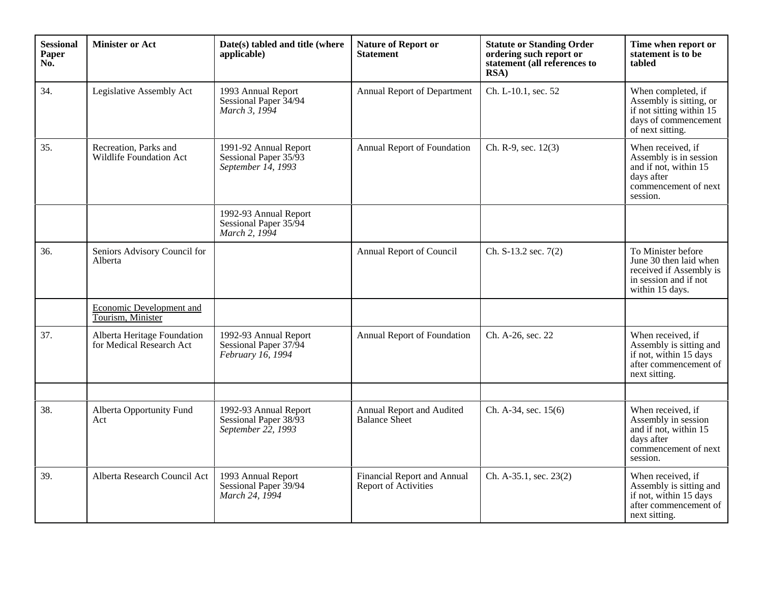| Sessional Paper No. | Minister or Act | Date(s) tabled and title (where applicable) | Nature of Report or Statement | Statute or Standing Order ordering such report or statement (all references to RSA) | Time when report or statement is to be tabled |
|---|---|---|---|---|---|
| 34. | Legislative Assembly Act | 1993 Annual Report<br>Sessional Paper 34/94<br>*March 3, 1994* | Annual Report of Department | Ch. L-10.1, sec. 52 | When completed, if Assembly is sitting, or if not sitting within 15 days of commencement of next sitting. |
| 35. | Recreation, Parks and Wildlife Foundation Act | 1991-92 Annual Report<br>Sessional Paper 35/93<br>*September 14, 1993* | Annual Report of Foundation | Ch. R-9, sec. 12(3) | When received, if Assembly is in session and if not, within 15 days after commencement of next session. |
| | | 1992-93 Annual Report<br>Sessional Paper 35/94<br>*March 2, 1994* | | | |
| 36. | Seniors Advisory Council for Alberta | | Annual Report of Council | Ch. S-13.2 sec. 7(2) | To Minister before June 30 then laid when received if Assembly is in session and if not within 15 days. |
| | <u>Economic Development and Tourism, Minister</u> | | | | |
| 37. | Alberta Heritage Foundation for Medical Research Act | 1992-93 Annual Report<br>Sessional Paper 37/94<br>*February 16, 1994* | Annual Report of Foundation | Ch. A-26, sec. 22 | When received, if Assembly is sitting and if not, within 15 days after commencement of next sitting. |
| | | | | | |
| 38. | Alberta Opportunity Fund Act | 1992-93 Annual Report<br>Sessional Paper 38/93<br>*September 22, 1993* | Annual Report and Audited Balance Sheet | Ch. A-34, sec. 15(6) | When received, if Assembly in session and if not, within 15 days after commencement of next session. |
| 39. | Alberta Research Council Act | 1993 Annual Report<br>Sessional Paper 39/94<br>*March 24, 1994* | Financial Report and Annual Report of Activities | Ch. A-35.1, sec. 23(2) | When received, if Assembly is sitting and if not, within 15 days after commencement of next sitting. |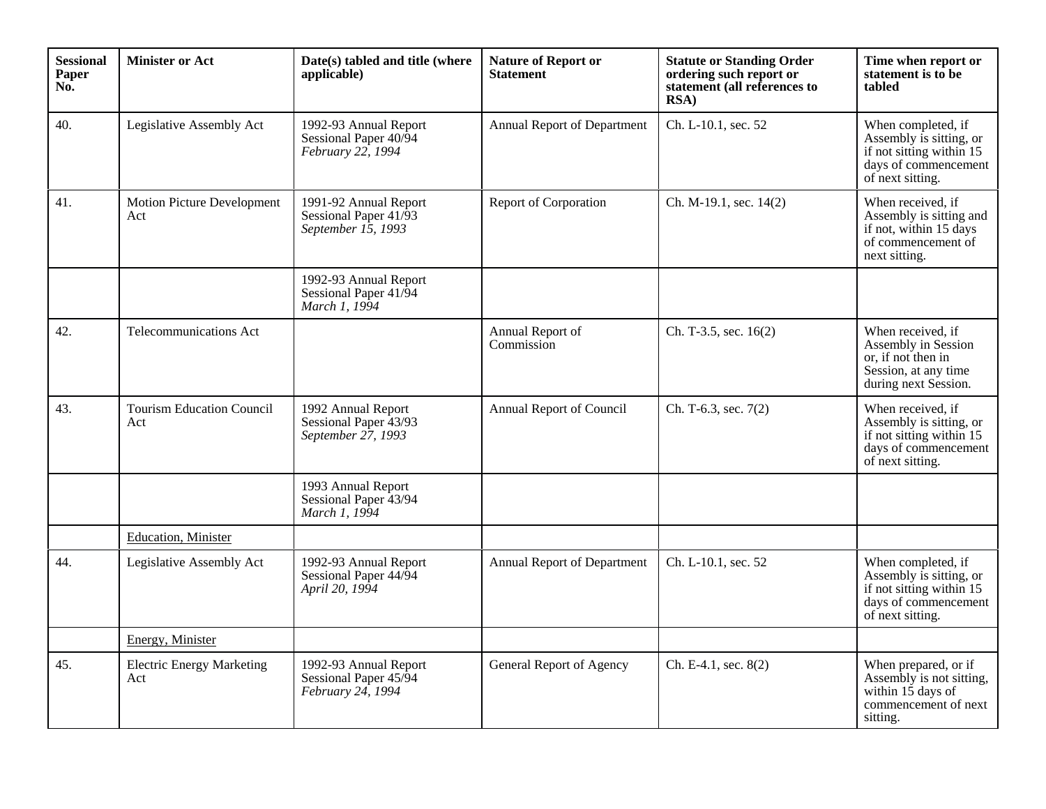| Sessional Paper No. | Minister or Act | Date(s) tabled and title (where applicable) | Nature of Report or Statement | Statute or Standing Order ordering such report or statement (all references to RSA) | Time when report or statement is to be tabled |
| --- | --- | --- | --- | --- | --- |
| 40. | Legislative Assembly Act | 1992-93 Annual Report<br>Sessional Paper 40/94<br>*February 22, 1994* | Annual Report of Department | Ch. L-10.1, sec. 52 | When completed, if Assembly is sitting, or if not sitting within 15 days of commencement of next sitting. |
| 41. | Motion Picture Development Act | 1991-92 Annual Report<br>Sessional Paper 41/93<br>*September 15, 1993* | Report of Corporation | Ch. M-19.1, sec. 14(2) | When received, if Assembly is sitting and if not, within 15 days of commencement of next sitting. |
| | | 1992-93 Annual Report<br>Sessional Paper 41/94<br>*March 1, 1994* | | | |
| 42. | Telecommunications Act | | Annual Report of Commission | Ch. T-3.5, sec. 16(2) | When received, if Assembly in Session or, if not then in Session, at any time during next Session. |
| 43. | Tourism Education Council Act | 1992 Annual Report<br>Sessional Paper 43/93<br>*September 27, 1993* | Annual Report of Council | Ch. T-6.3, sec. 7(2) | When received, if Assembly is sitting, or if not sitting within 15 days of commencement of next sitting. |
| | | 1993 Annual Report<br>Sessional Paper 43/94<br>*March 1, 1994* | | | |
| | <u>Education, Minister</u> | | | | |
| 44. | Legislative Assembly Act | 1992-93 Annual Report<br>Sessional Paper 44/94<br>*April 20, 1994* | Annual Report of Department | Ch. L-10.1, sec. 52 | When completed, if Assembly is sitting, or if not sitting within 15 days of commencement of next sitting. |
| | <u>Energy, Minister</u> | | | | |
| 45. | Electric Energy Marketing Act | 1992-93 Annual Report<br>Sessional Paper 45/94<br>*February 24, 1994* | General Report of Agency | Ch. E-4.1, sec. 8(2) | When prepared, or if Assembly is not sitting, within 15 days of commencement of next sitting. |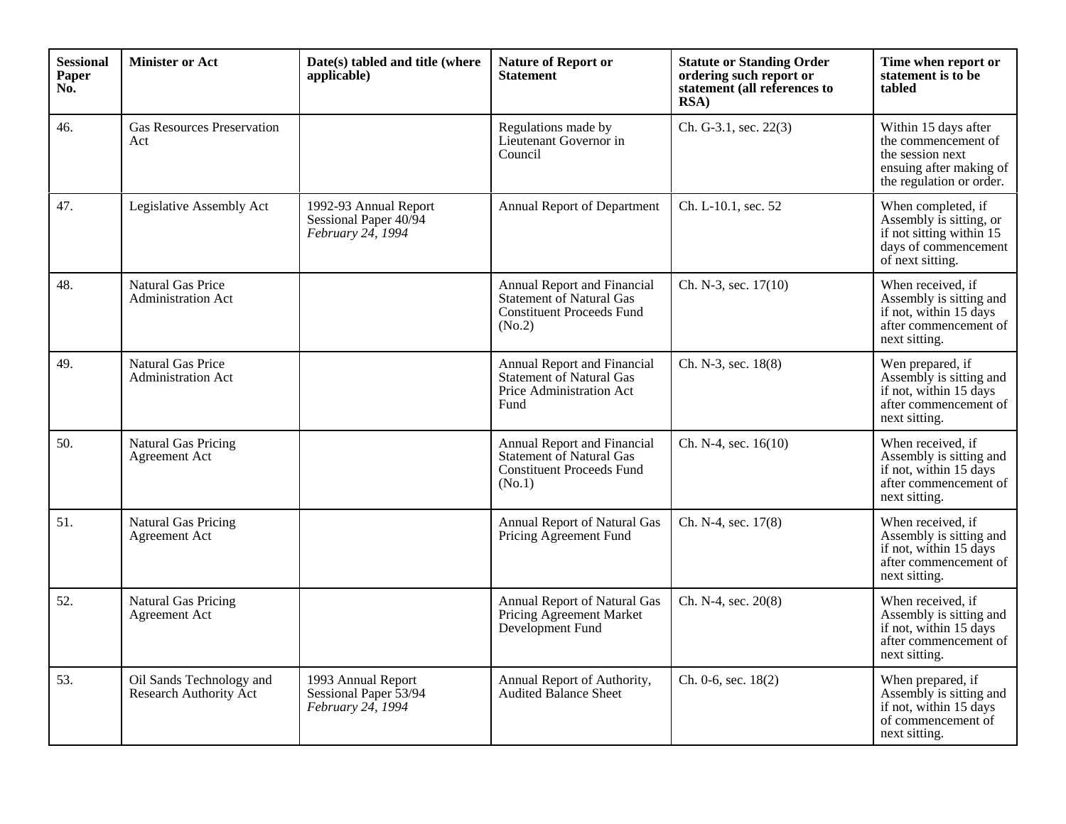| Sessional Paper No. | Minister or Act | Date(s) tabled and title (where applicable) | Nature of Report or Statement | Statute or Standing Order ordering such report or statement (all references to RSA) | Time when report or statement is to be tabled |
|---|---|---|---|---|---|
| 46. | Gas Resources Preservation Act | | Regulations made by Lieutenant Governor in Council | Ch. G-3.1, sec. 22(3) | Within 15 days after the commencement of the session next ensuing after making of the regulation or order. |
| 47. | Legislative Assembly Act | 1992-93 Annual Report Sessional Paper 40/94 *February 24, 1994* | Annual Report of Department | Ch. L-10.1, sec. 52 | When completed, if Assembly is sitting, or if not sitting within 15 days of commencement of next sitting. |
| 48. | Natural Gas Price Administration Act | | Annual Report and Financial Statement of Natural Gas Constituent Proceeds Fund (No.2) | Ch. N-3, sec. 17(10) | When received, if Assembly is sitting and if not, within 15 days after commencement of next sitting. |
| 49. | Natural Gas Price Administration Act | | Annual Report and Financial Statement of Natural Gas Price Administration Act Fund | Ch. N-3, sec. 18(8) | Wen prepared, if Assembly is sitting and if not, within 15 days after commencement of next sitting. |
| 50. | Natural Gas Pricing Agreement Act | | Annual Report and Financial Statement of Natural Gas Constituent Proceeds Fund (No.1) | Ch. N-4, sec. 16(10) | When received, if Assembly is sitting and if not, within 15 days after commencement of next sitting. |
| 51. | Natural Gas Pricing Agreement Act | | Annual Report of Natural Gas Pricing Agreement Fund | Ch. N-4, sec. 17(8) | When received, if Assembly is sitting and if not, within 15 days after commencement of next sitting. |
| 52. | Natural Gas Pricing Agreement Act | | Annual Report of Natural Gas Pricing Agreement Market Development Fund | Ch. N-4, sec. 20(8) | When received, if Assembly is sitting and if not, within 15 days after commencement of next sitting. |
| 53. | Oil Sands Technology and Research Authority Act | 1993 Annual Report Sessional Paper 53/94 *February 24, 1994* | Annual Report of Authority, Audited Balance Sheet | Ch. 0-6, sec. 18(2) | When prepared, if Assembly is sitting and if not, within 15 days of commencement of next sitting. |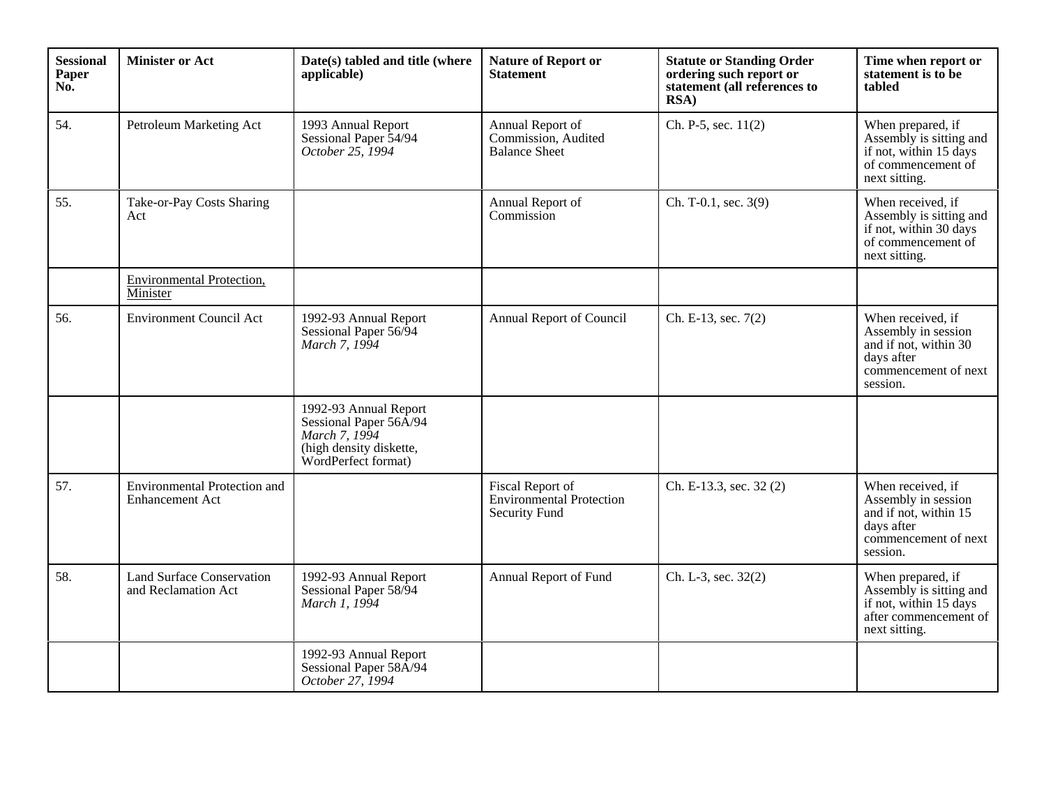| Sessional Paper No. | Minister or Act | Date(s) tabled and title (where applicable) | Nature of Report or Statement | Statute or Standing Order ordering such report or statement (all references to RSA) | Time when report or statement is to be tabled |
|---|---|---|---|---|---|
| 54. | Petroleum Marketing Act | 1993 Annual Report<br>Sessional Paper 54/94<br>*October 25, 1994* | Annual Report of Commission, Audited Balance Sheet | Ch. P-5, sec. 11(2) | When prepared, if Assembly is sitting and if not, within 15 days of commencement of next sitting. |
| 55. | Take-or-Pay Costs Sharing Act | | Annual Report of Commission | Ch. T-0.1, sec. 3(9) | When received, if Assembly is sitting and if not, within 30 days of commencement of next sitting. |
| | Environmental Protection, Minister | | | | |
| 56. | Environment Council Act | 1992-93 Annual Report<br>Sessional Paper 56/94<br>*March 7, 1994* | Annual Report of Council | Ch. E-13, sec. 7(2) | When received, if Assembly in session and if not, within 30 days after commencement of next session. |
| | | 1992-93 Annual Report<br>Sessional Paper 56A/94<br>*March 7, 1994*<br>(high density diskette, WordPerfect format) | | | |
| 57. | Environmental Protection and Enhancement Act | | Fiscal Report of Environmental Protection Security Fund | Ch. E-13.3, sec. 32 (2) | When received, if Assembly in session and if not, within 15 days after commencement of next session. |
| 58. | Land Surface Conservation and Reclamation Act | 1992-93 Annual Report<br>Sessional Paper 58/94<br>*March 1, 1994* | Annual Report of Fund | Ch. L-3, sec. 32(2) | When prepared, if Assembly is sitting and if not, within 15 days after commencement of next sitting. |
| | | 1992-93 Annual Report<br>Sessional Paper 58A/94<br>*October 27, 1994* | | | |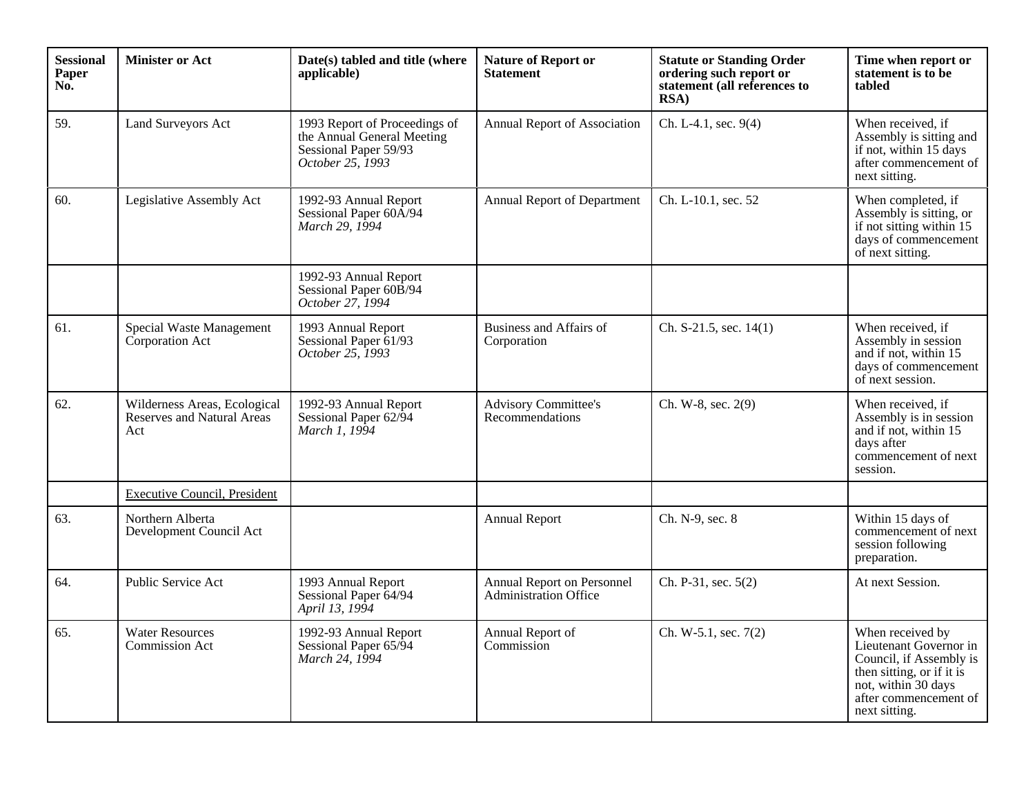| Sessional Paper No. | Minister or Act | Date(s) tabled and title (where applicable) | Nature of Report or Statement | Statute or Standing Order ordering such report or statement (all references to RSA) | Time when report or statement is to be tabled |
|---|---|---|---|---|---|
| 59. | Land Surveyors Act | 1993 Report of Proceedings of the Annual General Meeting<br>Sessional Paper 59/93<br>*October 25, 1993* | Annual Report of Association | Ch. L-4.1, sec. 9(4) | When received, if Assembly is sitting and if not, within 15 days after commencement of next sitting. |
| 60. | Legislative Assembly Act | 1992-93 Annual Report<br>Sessional Paper 60A/94<br>*March 29, 1994* | Annual Report of Department | Ch. L-10.1, sec. 52 | When completed, if Assembly is sitting, or if not sitting within 15 days of commencement of next sitting. |
| | | 1992-93 Annual Report<br>Sessional Paper 60B/94<br>*October 27, 1994* | | | |
| 61. | Special Waste Management Corporation Act | 1993 Annual Report<br>Sessional Paper 61/93<br>*October 25, 1993* | Business and Affairs of Corporation | Ch. S-21.5, sec. 14(1) | When received, if Assembly in session and if not, within 15 days of commencement of next session. |
| 62. | Wilderness Areas, Ecological Reserves and Natural Areas Act | 1992-93 Annual Report<br>Sessional Paper 62/94<br>*March 1, 1994* | Advisory Committee's Recommendations | Ch. W-8, sec. 2(9) | When received, if Assembly is in session and if not, within 15 days after commencement of next session. |
| | Executive Council, President | | | | |
| 63. | Northern Alberta Development Council Act | | Annual Report | Ch. N-9, sec. 8 | Within 15 days of commencement of next session following preparation. |
| 64. | Public Service Act | 1993 Annual Report<br>Sessional Paper 64/94<br>*April 13, 1994* | Annual Report on Personnel Administration Office | Ch. P-31, sec. 5(2) | At next Session. |
| 65. | Water Resources Commission Act | 1992-93 Annual Report<br>Sessional Paper 65/94<br>*March 24, 1994* | Annual Report of Commission | Ch. W-5.1, sec. 7(2) | When received by Lieutenant Governor in Council, if Assembly is then sitting, or if it is not, within 30 days after commencement of next sitting. |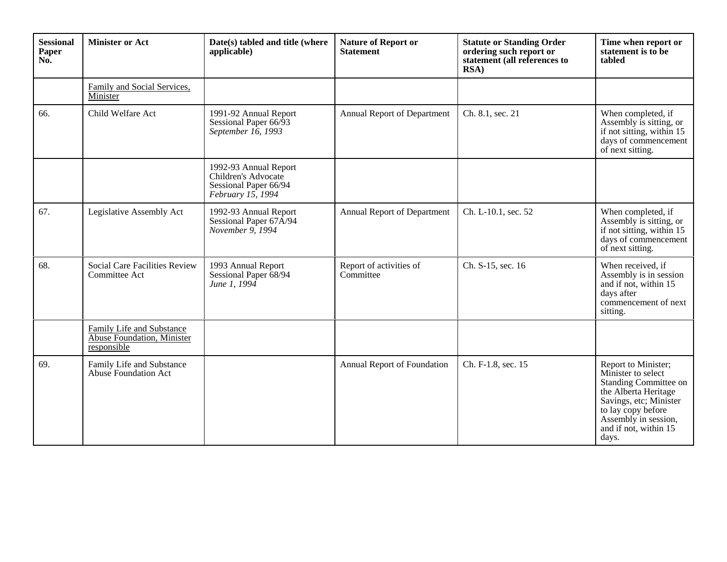| Sessional Paper No. | Minister or Act | Date(s) tabled and title (where applicable) | Nature of Report or Statement | Statute or Standing Order ordering such report or statement (all references to RSA) | Time when report or statement is to be tabled |
|---|---|---|---|---|---|
| | Family and Social Services, Minister | | | | |
| 66. | Child Welfare Act | 1991-92 Annual Report Sessional Paper 66/93 *September 16, 1993* | Annual Report of Department | Ch. 8.1, sec. 21 | When completed, if Assembly is sitting, or if not sitting, within 15 days of commencement of next sitting. |
| | | 1992-93 Annual Report Children's Advocate Sessional Paper 66/94 *February 15, 1994* | | | |
| 67. | Legislative Assembly Act | 1992-93 Annual Report Sessional Paper 67A/94 *November 9, 1994* | Annual Report of Department | Ch. L-10.1, sec. 52 | When completed, if Assembly is sitting, or if not sitting, within 15 days of commencement of next sitting. |
| 68. | Social Care Facilities Review Committee Act | 1993 Annual Report Sessional Paper 68/94 *June 1, 1994* | Report of activities of Committee | Ch. S-15, sec. 16 | When received, if Assembly is in session and if not, within 15 days after commencement of next sitting. |
| | Family Life and Substance Abuse Foundation, Minister responsible | | | | |
| 69. | Family Life and Substance Abuse Foundation Act | | Annual Report of Foundation | Ch. F-1.8, sec. 15 | Report to Minister; Minister to select Standing Committee on the Alberta Heritage Savings, etc; Minister to lay copy before Assembly in session, and if not, within 15 days. |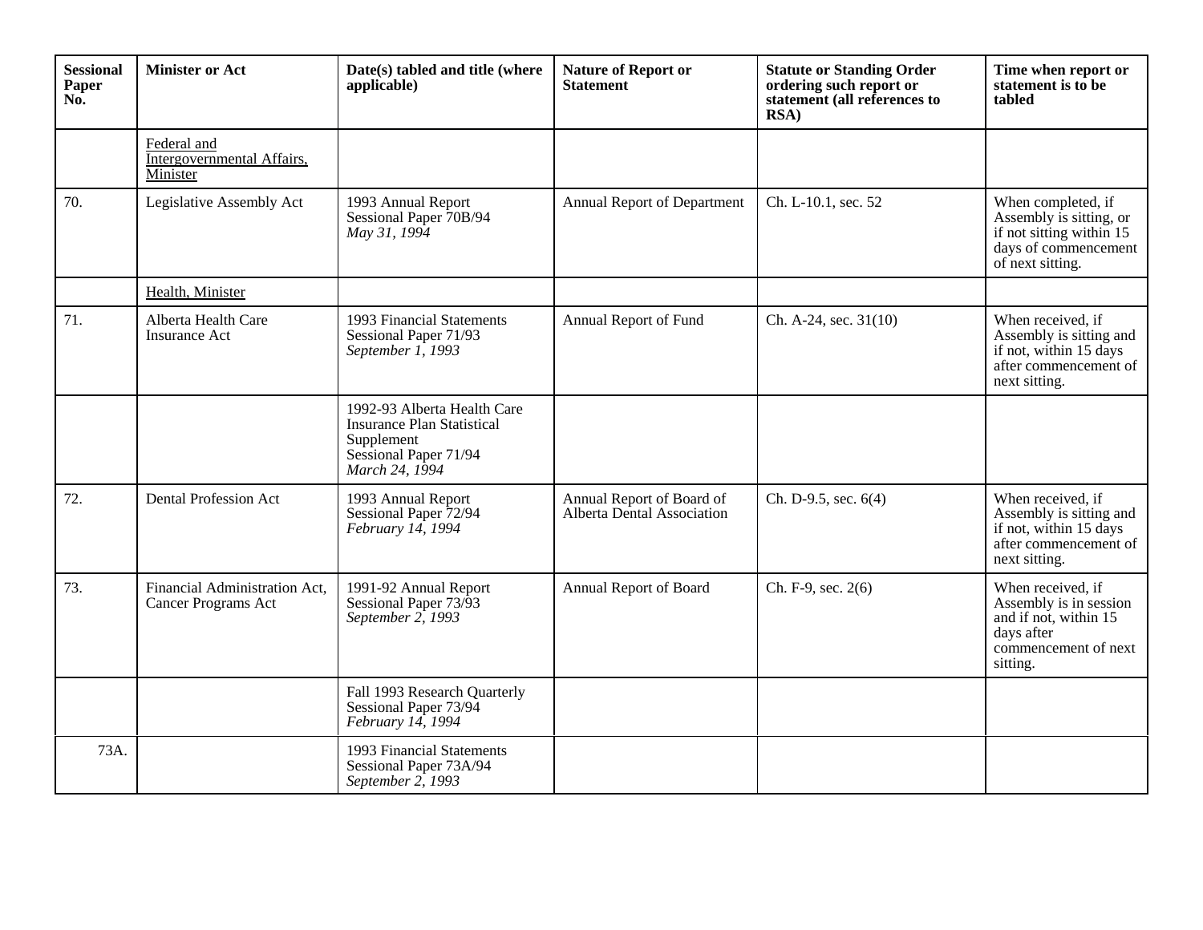| Sessional Paper No. | Minister or Act | Date(s) tabled and title (where applicable) | Nature of Report or Statement | Statute or Standing Order ordering such report or statement (all references to RSA) | Time when report or statement is to be tabled |
|---|---|---|---|---|---|
| | Federal and Intergovernmental Affairs, Minister | | | | |
| 70. | Legislative Assembly Act | 1993 Annual Report<br>Sessional Paper 70B/94<br>*May 31, 1994* | Annual Report of Department | Ch. L-10.1, sec. 52 | When completed, if Assembly is sitting, or if not sitting within 15 days of commencement of next sitting. |
| | Health, Minister | | | | |
| 71. | Alberta Health Care Insurance Act | 1993 Financial Statements<br>Sessional Paper 71/93<br>*September 1, 1993* | Annual Report of Fund | Ch. A-24, sec. 31(10) | When received, if Assembly is sitting and if not, within 15 days after commencement of next sitting. |
| | | 1992-93 Alberta Health Care Insurance Plan Statistical Supplement<br>Sessional Paper 71/94<br>*March 24, 1994* | | | |
| 72. | Dental Profession Act | 1993 Annual Report<br>Sessional Paper 72/94<br>*February 14, 1994* | Annual Report of Board of Alberta Dental Association | Ch. D-9.5, sec. 6(4) | When received, if Assembly is sitting and if not, within 15 days after commencement of next sitting. |
| 73. | Financial Administration Act, Cancer Programs Act | 1991-92 Annual Report<br>Sessional Paper 73/93<br>*September 2, 1993* | Annual Report of Board | Ch. F-9, sec. 2(6) | When received, if Assembly is in session and if not, within 15 days after commencement of next sitting. |
| | | Fall 1993 Research Quarterly<br>Sessional Paper 73/94<br>*February 14, 1994* | | | |
| 73A. | | 1993 Financial Statements<br>Sessional Paper 73A/94<br>*September 2, 1993* | | | |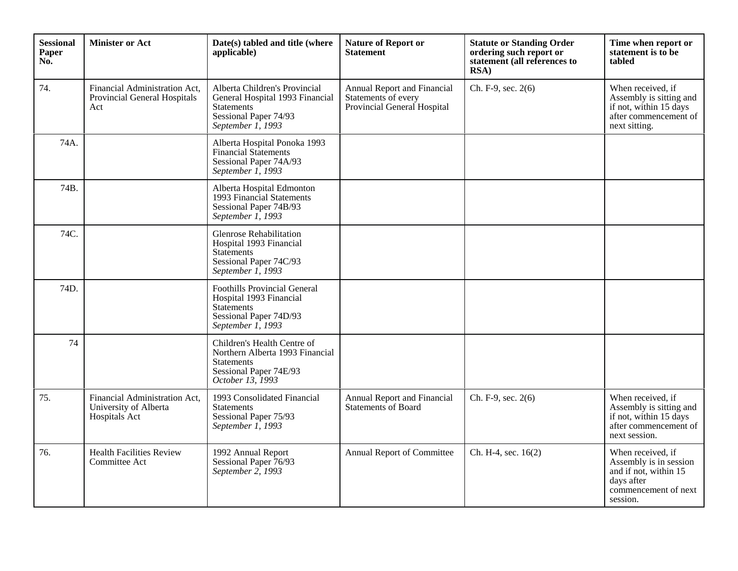| Sessional Paper No. | Minister or Act | Date(s) tabled and title (where applicable) | Nature of Report or Statement | Statute or Standing Order ordering such report or statement (all references to RSA) | Time when report or statement is to be tabled |
|---|---|---|---|---|---|
| 74. | Financial Administration Act, Provincial General Hospitals Act | Alberta Children's Provincial General Hospital 1993 Financial Statements<br>Sessional Paper 74/93<br>*September 1, 1993* | Annual Report and Financial Statements of every Provincial General Hospital | Ch. F-9, sec. 2(6) | When received, if Assembly is sitting and if not, within 15 days after commencement of next sitting. |
| 74A. | | Alberta Hospital Ponoka 1993 Financial Statements<br>Sessional Paper 74A/93<br>*September 1, 1993* | | | |
| 74B. | | Alberta Hospital Edmonton 1993 Financial Statements<br>Sessional Paper 74B/93<br>*September 1, 1993* | | | |
| 74C. | | Glenrose Rehabilitation Hospital 1993 Financial Statements<br>Sessional Paper 74C/93<br>*September 1, 1993* | | | |
| 74D. | | Foothills Provincial General Hospital 1993 Financial Statements<br>Sessional Paper 74D/93<br>*September 1, 1993* | | | |
| 74 | | Children's Health Centre of Northern Alberta 1993 Financial Statements<br>Sessional Paper 74E/93<br>*October 13, 1993* | | | |
| 75. | Financial Administration Act, University of Alberta Hospitals Act | 1993 Consolidated Financial Statements<br>Sessional Paper 75/93<br>*September 1, 1993* | Annual Report and Financial Statements of Board | Ch. F-9, sec. 2(6) | When received, if Assembly is sitting and if not, within 15 days after commencement of next session. |
| 76. | Health Facilities Review Committee Act | 1992 Annual Report<br>Sessional Paper 76/93<br>*September 2, 1993* | Annual Report of Committee | Ch. H-4, sec. 16(2) | When received, if Assembly is in session and if not, within 15 days after commencement of next session. |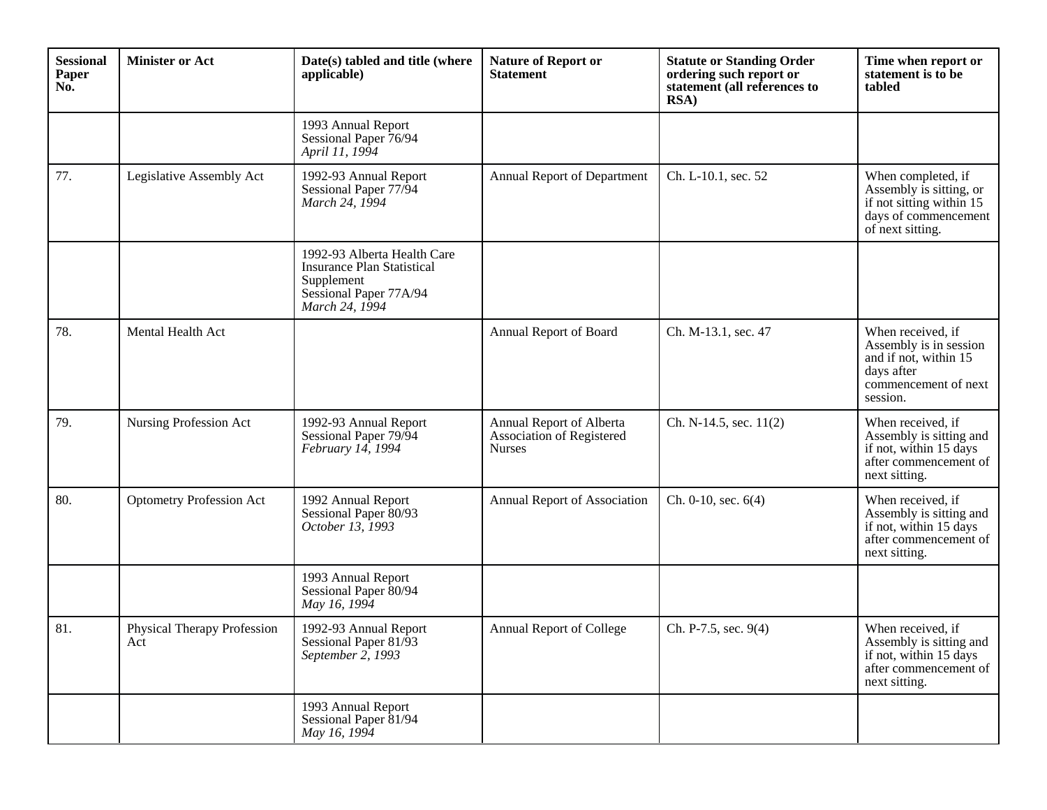| Sessional Paper No. | Minister or Act | Date(s) tabled and title (where applicable) | Nature of Report or Statement | Statute or Standing Order ordering such report or statement (all references to RSA) | Time when report or statement is to be tabled |
|---|---|---|---|---|---|
| | | 1993 Annual Report<br>Sessional Paper 76/94<br>*April 11, 1994* | | | |
| 77. | Legislative Assembly Act | 1992-93 Annual Report<br>Sessional Paper 77/94<br>*March 24, 1994* | Annual Report of Department | Ch. L-10.1, sec. 52 | When completed, if Assembly is sitting, or if not sitting within 15 days of commencement of next sitting. |
| | | 1992-93 Alberta Health Care Insurance Plan Statistical Supplement<br>Sessional Paper 77A/94<br>*March 24, 1994* | | | |
| 78. | Mental Health Act | | Annual Report of Board | Ch. M-13.1, sec. 47 | When received, if Assembly is in session and if not, within 15 days after commencement of next session. |
| 79. | Nursing Profession Act | 1992-93 Annual Report<br>Sessional Paper 79/94<br>*February 14, 1994* | Annual Report of Alberta Association of Registered Nurses | Ch. N-14.5, sec. 11(2) | When received, if Assembly is sitting and if not, within 15 days after commencement of next sitting. |
| 80. | Optometry Profession Act | 1992 Annual Report<br>Sessional Paper 80/93<br>*October 13, 1993* | Annual Report of Association | Ch. 0-10, sec. 6(4) | When received, if Assembly is sitting and if not, within 15 days after commencement of next sitting. |
| | | 1993 Annual Report<br>Sessional Paper 80/94<br>*May 16, 1994* | | | |
| 81. | Physical Therapy Profession Act | 1992-93 Annual Report<br>Sessional Paper 81/93<br>*September 2, 1993* | Annual Report of College | Ch. P-7.5, sec. 9(4) | When received, if Assembly is sitting and if not, within 15 days after commencement of next sitting. |
| | | 1993 Annual Report<br>Sessional Paper 81/94<br>*May 16, 1994* | | | |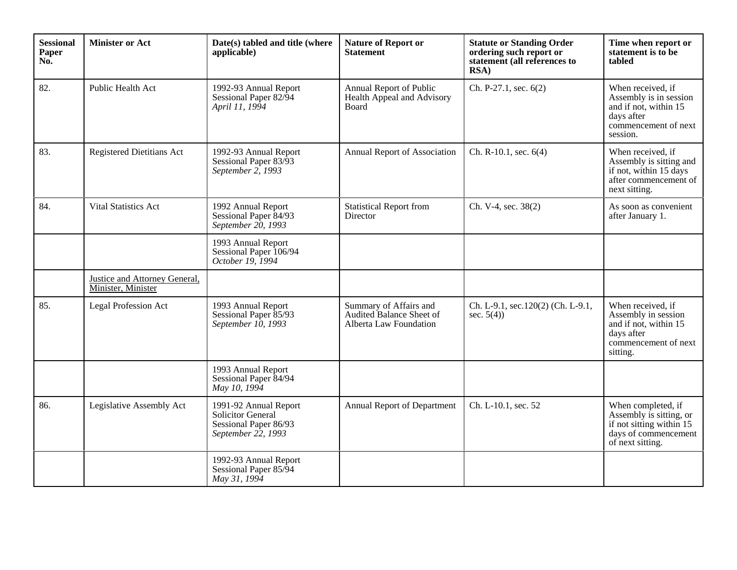| Sessional Paper No. | Minister or Act | Date(s) tabled and title (where applicable) | Nature of Report or Statement | Statute or Standing Order ordering such report or statement (all references to RSA) | Time when report or statement is to be tabled |
|---|---|---|---|---|---|
| 82. | Public Health Act | 1992-93 Annual Report<br>Sessional Paper 82/94<br>*April 11, 1994* | Annual Report of Public Health Appeal and Advisory Board | Ch. P-27.1, sec. 6(2) | When received, if Assembly is in session and if not, within 15 days after commencement of next session. |
| 83. | Registered Dietitians Act | 1992-93 Annual Report<br>Sessional Paper 83/93<br>*September 2, 1993* | Annual Report of Association | Ch. R-10.1, sec. 6(4) | When received, if Assembly is sitting and if not, within 15 days after commencement of next sitting. |
| 84. | Vital Statistics Act | 1992 Annual Report<br>Sessional Paper 84/93<br>*September 20, 1993* | Statistical Report from Director | Ch. V-4, sec. 38(2) | As soon as convenient after January 1. |
| | | 1993 Annual Report<br>Sessional Paper 106/94<br>*October 19, 1994* | | | |
| | Justice and Attorney General, Minister, Minister | | | | |
| 85. | Legal Profession Act | 1993 Annual Report<br>Sessional Paper 85/93<br>*September 10, 1993* | Summary of Affairs and Audited Balance Sheet of Alberta Law Foundation | Ch. L-9.1, sec.120(2) (Ch. L-9.1, sec. 5(4)) | When received, if Assembly in session and if not, within 15 days after commencement of next sitting. |
| | | 1993 Annual Report<br>Sessional Paper 84/94<br>*May 10, 1994* | | | |
| 86. | Legislative Assembly Act | 1991-92 Annual Report<br>Solicitor General<br>Sessional Paper 86/93<br>*September 22, 1993* | Annual Report of Department | Ch. L-10.1, sec. 52 | When completed, if Assembly is sitting, or if not sitting within 15 days of commencement of next sitting. |
| | | 1992-93 Annual Report<br>Sessional Paper 85/94<br>*May 31, 1994* | | | |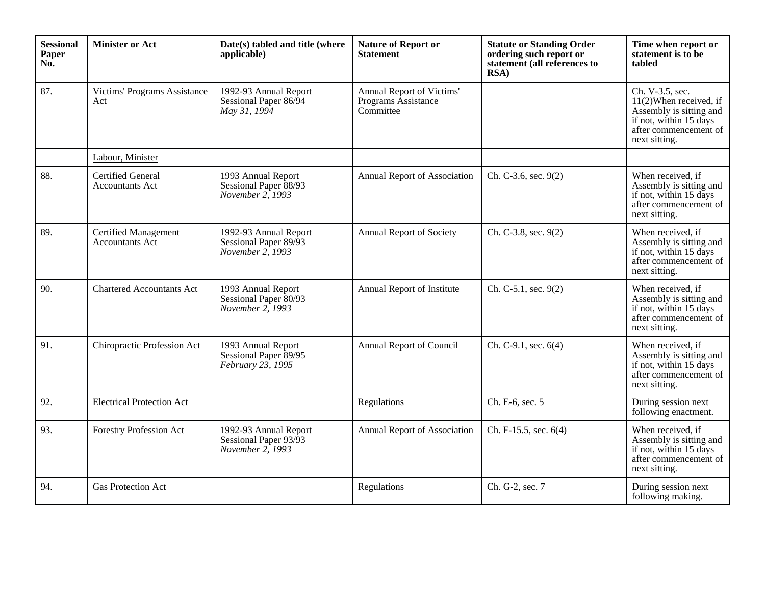| Sessional Paper No. | Minister or Act | Date(s) tabled and title (where applicable) | Nature of Report or Statement | Statute or Standing Order ordering such report or statement (all references to RSA) | Time when report or statement is to be tabled |
|---|---|---|---|---|---|
| 87. | Victims' Programs Assistance Act | 1992-93 Annual Report Sessional Paper 86/94 *May 31, 1994* | Annual Report of Victims' Programs Assistance Committee | | Ch. V-3.5, sec. 11(2)When received, if Assembly is sitting and if not, within 15 days after commencement of next sitting. |
| | Labour, Minister | | | | |
| 88. | Certified General Accountants Act | 1993 Annual Report Sessional Paper 88/93 *November 2, 1993* | Annual Report of Association | Ch. C-3.6, sec. 9(2) | When received, if Assembly is sitting and if not, within 15 days after commencement of next sitting. |
| 89. | Certified Management Accountants Act | 1992-93 Annual Report Sessional Paper 89/93 *November 2, 1993* | Annual Report of Society | Ch. C-3.8, sec. 9(2) | When received, if Assembly is sitting and if not, within 15 days after commencement of next sitting. |
| 90. | Chartered Accountants Act | 1993 Annual Report Sessional Paper 80/93 *November 2, 1993* | Annual Report of Institute | Ch. C-5.1, sec. 9(2) | When received, if Assembly is sitting and if not, within 15 days after commencement of next sitting. |
| 91. | Chiropractic Profession Act | 1993 Annual Report Sessional Paper 89/95 *February 23, 1995* | Annual Report of Council | Ch. C-9.1, sec. 6(4) | When received, if Assembly is sitting and if not, within 15 days after commencement of next sitting. |
| 92. | Electrical Protection Act | | Regulations | Ch. E-6, sec. 5 | During session next following enactment. |
| 93. | Forestry Profession Act | 1992-93 Annual Report Sessional Paper 93/93 *November 2, 1993* | Annual Report of Association | Ch. F-15.5, sec. 6(4) | When received, if Assembly is sitting and if not, within 15 days after commencement of next sitting. |
| 94. | Gas Protection Act | | Regulations | Ch. G-2, sec. 7 | During session next following making. |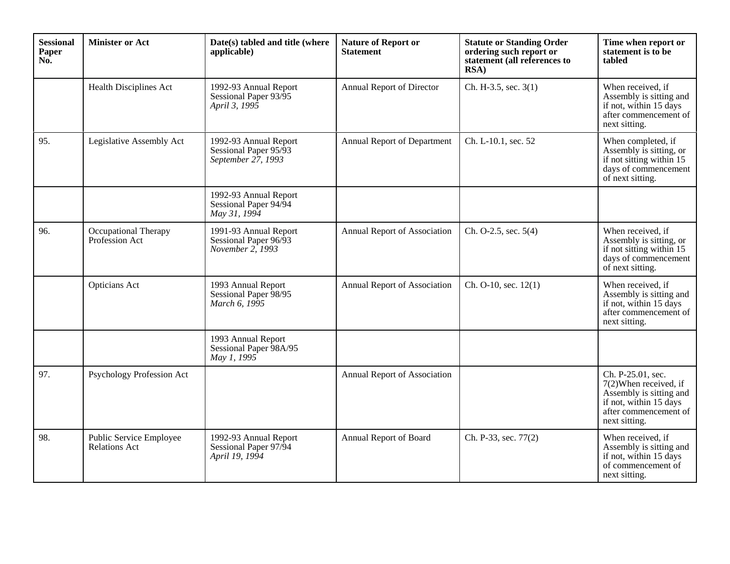| Sessional Paper No. | Minister or Act | Date(s) tabled and title (where applicable) | Nature of Report or Statement | Statute or Standing Order ordering such report or statement (all references to RSA) | Time when report or statement is to be tabled |
|---|---|---|---|---|---|
| | Health Disciplines Act | 1992-93 Annual Report Sessional Paper 93/95 *April 3, 1995* | Annual Report of Director | Ch. H-3.5, sec. 3(1) | When received, if Assembly is sitting and if not, within 15 days after commencement of next sitting. |
| 95. | Legislative Assembly Act | 1992-93 Annual Report Sessional Paper 95/93 *September 27, 1993* | Annual Report of Department | Ch. L-10.1, sec. 52 | When completed, if Assembly is sitting, or if not sitting within 15 days of commencement of next sitting. |
| | | 1992-93 Annual Report Sessional Paper 94/94 *May 31, 1994* | | | |
| 96. | Occupational Therapy Profession Act | 1991-93 Annual Report Sessional Paper 96/93 *November 2, 1993* | Annual Report of Association | Ch. O-2.5, sec. 5(4) | When received, if Assembly is sitting, or if not sitting within 15 days of commencement of next sitting. |
| | Opticians Act | 1993 Annual Report Sessional Paper 98/95 *March 6, 1995* | Annual Report of Association | Ch. O-10, sec. 12(1) | When received, if Assembly is sitting and if not, within 15 days after commencement of next sitting. |
| | | 1993 Annual Report Sessional Paper 98A/95 *May 1, 1995* | | | |
| 97. | Psychology Profession Act | | Annual Report of Association | | Ch. P-25.01, sec. 7(2)When received, if Assembly is sitting and if not, within 15 days after commencement of next sitting. |
| 98. | Public Service Employee Relations Act | 1992-93 Annual Report Sessional Paper 97/94 *April 19, 1994* | Annual Report of Board | Ch. P-33, sec. 77(2) | When received, if Assembly is sitting and if not, within 15 days of commencement of next sitting. |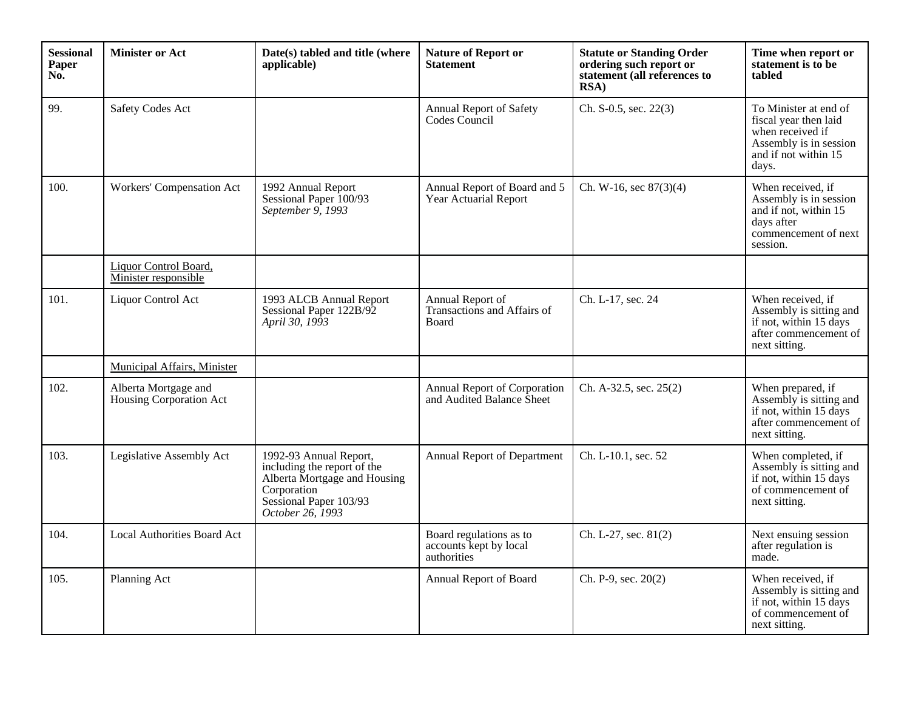| Sessional Paper No. | Minister or Act | Date(s) tabled and title (where applicable) | Nature of Report or Statement | Statute or Standing Order ordering such report or statement (all references to RSA) | Time when report or statement is to be tabled |
|---|---|---|---|---|---|
| 99. | Safety Codes Act | | Annual Report of Safety Codes Council | Ch. S-0.5, sec. 22(3) | To Minister at end of fiscal year then laid when received if Assembly is in session and if not within 15 days. |
| 100. | Workers' Compensation Act | 1992 Annual Report<br>Sessional Paper 100/93<br>*September 9, 1993* | Annual Report of Board and 5 Year Actuarial Report | Ch. W-16, sec 87(3)(4) | When received, if Assembly is in session and if not, within 15 days after commencement of next session. |
| | Liquor Control Board, Minister responsible | | | | |
| 101. | Liquor Control Act | 1993 ALCB Annual Report<br>Sessional Paper 122B/92<br>*April 30, 1993* | Annual Report of Transactions and Affairs of Board | Ch. L-17, sec. 24 | When received, if Assembly is sitting and if not, within 15 days after commencement of next sitting. |
| | Municipal Affairs, Minister | | | | |
| 102. | Alberta Mortgage and Housing Corporation Act | | Annual Report of Corporation and Audited Balance Sheet | Ch. A-32.5, sec. 25(2) | When prepared, if Assembly is sitting and if not, within 15 days after commencement of next sitting. |
| 103. | Legislative Assembly Act | 1992-93 Annual Report, including the report of the Alberta Mortgage and Housing Corporation<br>Sessional Paper 103/93<br>*October 26, 1993* | Annual Report of Department | Ch. L-10.1, sec. 52 | When completed, if Assembly is sitting and if not, within 15 days of commencement of next sitting. |
| 104. | Local Authorities Board Act | | Board regulations as to accounts kept by local authorities | Ch. L-27, sec. 81(2) | Next ensuing session after regulation is made. |
| 105. | Planning Act | | Annual Report of Board | Ch. P-9, sec. 20(2) | When received, if Assembly is sitting and if not, within 15 days of commencement of next sitting. |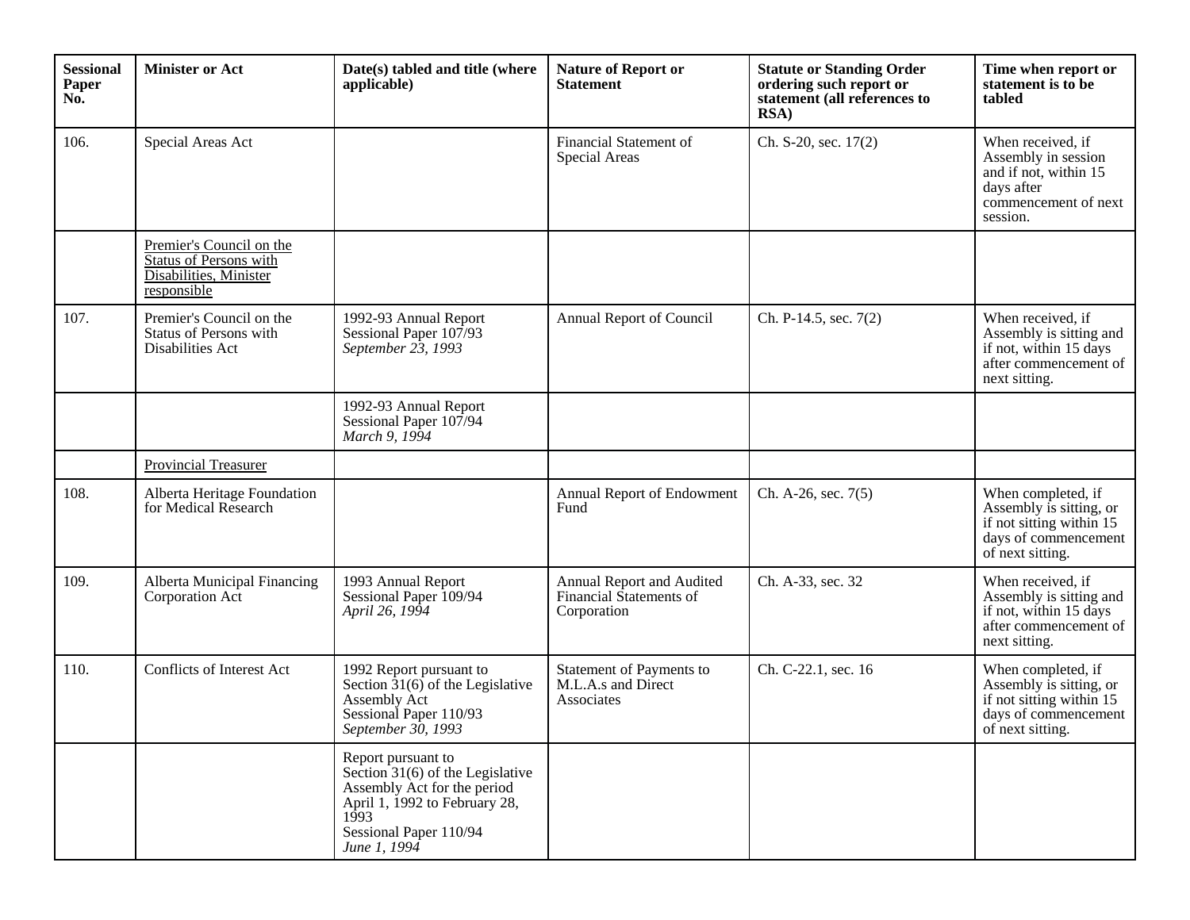| Sessional Paper No. | Minister or Act | Date(s) tabled and title (where applicable) | Nature of Report or Statement | Statute or Standing Order ordering such report or statement (all references to RSA) | Time when report or statement is to be tabled |
|---|---|---|---|---|---|
| 106. | Special Areas Act | | Financial Statement of Special Areas | Ch. S-20, sec. 17(2) | When received, if Assembly in session and if not, within 15 days after commencement of next session. |
| | Premier's Council on the Status of Persons with Disabilities, Minister responsible | | | | |
| 107. | Premier's Council on the Status of Persons with Disabilities Act | 1992-93 Annual Report<br>Sessional Paper 107/93<br>*September 23, 1993* | Annual Report of Council | Ch. P-14.5, sec. 7(2) | When received, if Assembly is sitting and if not, within 15 days after commencement of next sitting. |
| | | 1992-93 Annual Report<br>Sessional Paper 107/94<br>*March 9, 1994* | | | |
| | Provincial Treasurer | | | | |
| 108. | Alberta Heritage Foundation for Medical Research | | Annual Report of Endowment Fund | Ch. A-26, sec. 7(5) | When completed, if Assembly is sitting, or if not sitting within 15 days of commencement of next sitting. |
| 109. | Alberta Municipal Financing Corporation Act | 1993 Annual Report<br>Sessional Paper 109/94<br>*April 26, 1994* | Annual Report and Audited Financial Statements of Corporation | Ch. A-33, sec. 32 | When received, if Assembly is sitting and if not, within 15 days after commencement of next sitting. |
| 110. | Conflicts of Interest Act | 1992 Report pursuant to Section 31(6) of the Legislative Assembly Act<br>Sessional Paper 110/93<br>*September 30, 1993* | Statement of Payments to M.L.A.s and Direct Associates | Ch. C-22.1, sec. 16 | When completed, if Assembly is sitting, or if not sitting within 15 days of commencement of next sitting. |
| | | Report pursuant to Section 31(6) of the Legislative Assembly Act for the period April 1, 1992 to February 28, 1993<br>Sessional Paper 110/94<br>*June 1, 1994* | | | |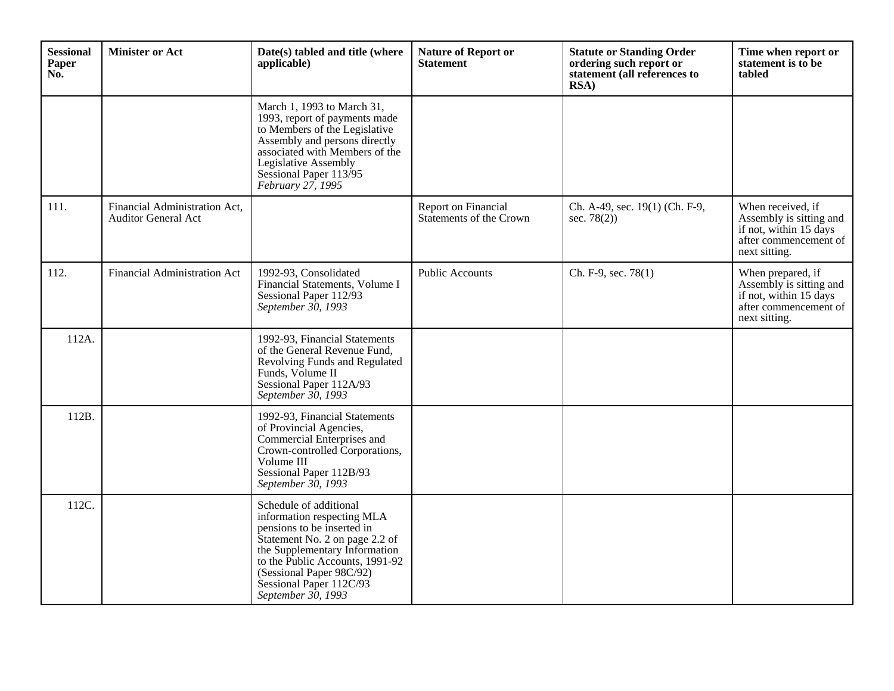| Sessional Paper No. | Minister or Act | Date(s) tabled and title (where applicable) | Nature of Report or Statement | Statute or Standing Order ordering such report or statement (all references to RSA) | Time when report or statement is to be tabled |
|---|---|---|---|---|---|
| | | March 1, 1993 to March 31, 1993, report of payments made to Members of the Legislative Assembly and persons directly associated with Members of the Legislative Assembly<br>Sessional Paper 113/95<br>*February 27, 1995* | | | |
| 111. | Financial Administration Act, Auditor General Act | | Report on Financial Statements of the Crown | Ch. A-49, sec. 19(1) (Ch. F-9, sec. 78(2)) | When received, if Assembly is sitting and if not, within 15 days after commencement of next sitting. |
| 112. | Financial Administration Act | 1992-93, Consolidated Financial Statements, Volume I<br>Sessional Paper 112/93<br>*September 30, 1993* | Public Accounts | Ch. F-9, sec. 78(1) | When prepared, if Assembly is sitting and if not, within 15 days after commencement of next sitting. |
| 112A. | | 1992-93, Financial Statements of the General Revenue Fund, Revolving Funds and Regulated Funds, Volume II<br>Sessional Paper 112A/93<br>*September 30, 1993* | | | |
| 112B. | | 1992-93, Financial Statements of Provincial Agencies, Commercial Enterprises and Crown-controlled Corporations, Volume III<br>Sessional Paper 112B/93<br>*September 30, 1993* | | | |
| 112C. | | Schedule of additional information respecting MLA pensions to be inserted in Statement No. 2 on page 2.2 of the Supplementary Information to the Public Accounts, 1991-92 (Sessional Paper 98C/92)<br>Sessional Paper 112C/93<br>*September 30, 1993* | | | |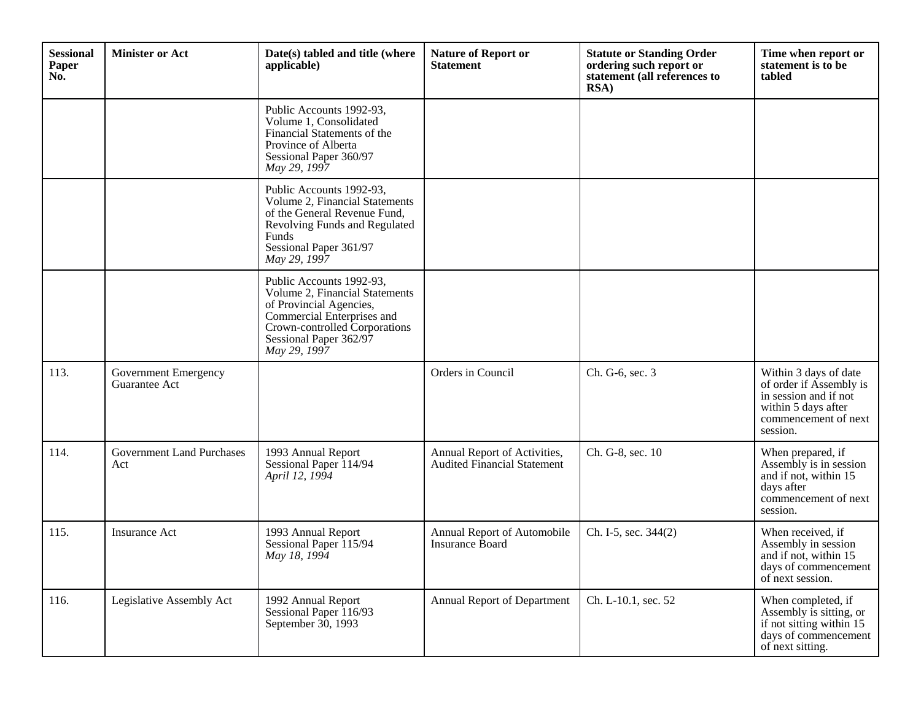| Sessional Paper No. | Minister or Act | Date(s) tabled and title (where applicable) | Nature of Report or Statement | Statute or Standing Order ordering such report or statement (all references to RSA) | Time when report or statement is to be tabled |
|---|---|---|---|---|---|
| | | Public Accounts 1992-93, Volume 1, Consolidated Financial Statements of the Province of Alberta<br>Sessional Paper 360/97<br>*May 29, 1997* | | | |
| | | Public Accounts 1992-93, Volume 2, Financial Statements of the General Revenue Fund, Revolving Funds and Regulated Funds<br>Sessional Paper 361/97<br>*May 29, 1997* | | | |
| | | Public Accounts 1992-93, Volume 2, Financial Statements of Provincial Agencies, Commercial Enterprises and Crown-controlled Corporations<br>Sessional Paper 362/97<br>*May 29, 1997* | | | |
| 113. | Government Emergency Guarantee Act | | Orders in Council | Ch. G-6, sec. 3 | Within 3 days of date of order if Assembly is in session and if not within 5 days after commencement of next session. |
| 114. | Government Land Purchases Act | 1993 Annual Report<br>Sessional Paper 114/94<br>*April 12, 1994* | Annual Report of Activities, Audited Financial Statement | Ch. G-8, sec. 10 | When prepared, if Assembly is in session and if not, within 15 days after commencement of next session. |
| 115. | Insurance Act | 1993 Annual Report<br>Sessional Paper 115/94<br>*May 18, 1994* | Annual Report of Automobile Insurance Board | Ch. I-5, sec. 344(2) | When received, if Assembly in session and if not, within 15 days of commencement of next session. |
| 116. | Legislative Assembly Act | 1992 Annual Report<br>Sessional Paper 116/93<br>September 30, 1993 | Annual Report of Department | Ch. L-10.1, sec. 52 | When completed, if Assembly is sitting, or if not sitting within 15 days of commencement of next sitting. |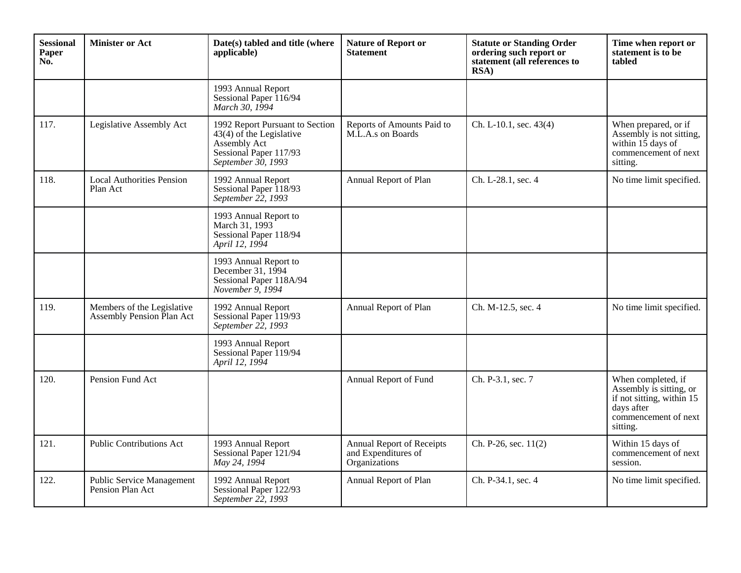| Sessional Paper No. | Minister or Act | Date(s) tabled and title (where applicable) | Nature of Report or Statement | Statute or Standing Order ordering such report or statement (all references to RSA) | Time when report or statement is to be tabled |
|---|---|---|---|---|---|
| | | 1993 Annual Report<br>Sessional Paper 116/94<br>*March 30, 1994* | | | |
| 117. | Legislative Assembly Act | 1992 Report Pursuant to Section 43(4) of the Legislative Assembly Act<br>Sessional Paper 117/93<br>*September 30, 1993* | Reports of Amounts Paid to M.L.A.s on Boards | Ch. L-10.1, sec. 43(4) | When prepared, or if Assembly is not sitting, within 15 days of commencement of next sitting. |
| 118. | Local Authorities Pension Plan Act | 1992 Annual Report<br>Sessional Paper 118/93<br>*September 22, 1993* | Annual Report of Plan | Ch. L-28.1, sec. 4 | No time limit specified. |
| | | 1993 Annual Report to March 31, 1993<br>Sessional Paper 118/94<br>*April 12, 1994* | | | |
| | | 1993 Annual Report to December 31, 1994<br>Sessional Paper 118A/94<br>*November 9, 1994* | | | |
| 119. | Members of the Legislative Assembly Pension Plan Act | 1992 Annual Report<br>Sessional Paper 119/93<br>*September 22, 1993* | Annual Report of Plan | Ch. M-12.5, sec. 4 | No time limit specified. |
| | | 1993 Annual Report<br>Sessional Paper 119/94<br>*April 12, 1994* | | | |
| 120. | Pension Fund Act | | Annual Report of Fund | Ch. P-3.1, sec. 7 | When completed, if Assembly is sitting, or if not sitting, within 15 days after commencement of next sitting. |
| 121. | Public Contributions Act | 1993 Annual Report<br>Sessional Paper 121/94<br>*May 24, 1994* | Annual Report of Receipts and Expenditures of Organizations | Ch. P-26, sec. 11(2) | Within 15 days of commencement of next session. |
| 122. | Public Service Management Pension Plan Act | 1992 Annual Report<br>Sessional Paper 122/93<br>*September 22, 1993* | Annual Report of Plan | Ch. P-34.1, sec. 4 | No time limit specified. |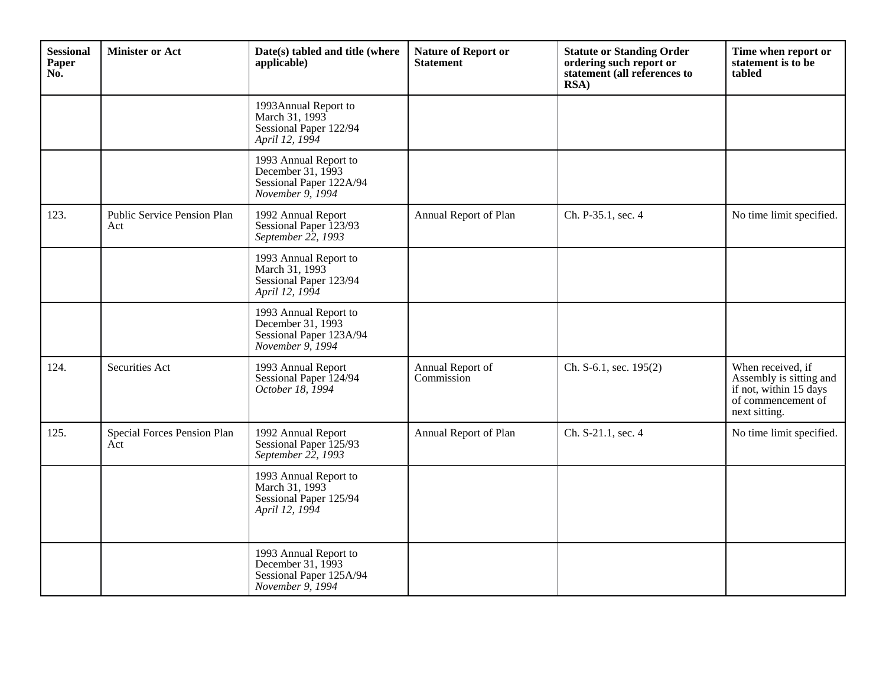| Sessional Paper No. | Minister or Act | Date(s) tabled and title (where applicable) | Nature of Report or Statement | Statute or Standing Order ordering such report or statement (all references to RSA) | Time when report or statement is to be tabled |
|---|---|---|---|---|---|
| | | 1993Annual Report to March 31, 1993 Sessional Paper 122/94 *April 12, 1994* | | | |
| | | 1993 Annual Report to December 31, 1993 Sessional Paper 122A/94 *November 9, 1994* | | | |
| 123. | Public Service Pension Plan Act | 1992 Annual Report Sessional Paper 123/93 *September 22, 1993* | Annual Report of Plan | Ch. P-35.1, sec. 4 | No time limit specified. |
| | | 1993 Annual Report to March 31, 1993 Sessional Paper 123/94 *April 12, 1994* | | | |
| | | 1993 Annual Report to December 31, 1993 Sessional Paper 123A/94 *November 9, 1994* | | | |
| 124. | Securities Act | 1993 Annual Report Sessional Paper 124/94 *October 18, 1994* | Annual Report of Commission | Ch. S-6.1, sec. 195(2) | When received, if Assembly is sitting and if not, within 15 days of commencement of next sitting. |
| 125. | Special Forces Pension Plan Act | 1992 Annual Report Sessional Paper 125/93 *September 22, 1993* | Annual Report of Plan | Ch. S-21.1, sec. 4 | No time limit specified. |
| | | 1993 Annual Report to March 31, 1993 Sessional Paper 125/94 *April 12, 1994* | | | |
| | | 1993 Annual Report to December 31, 1993 Sessional Paper 125A/94 *November 9, 1994* | | | |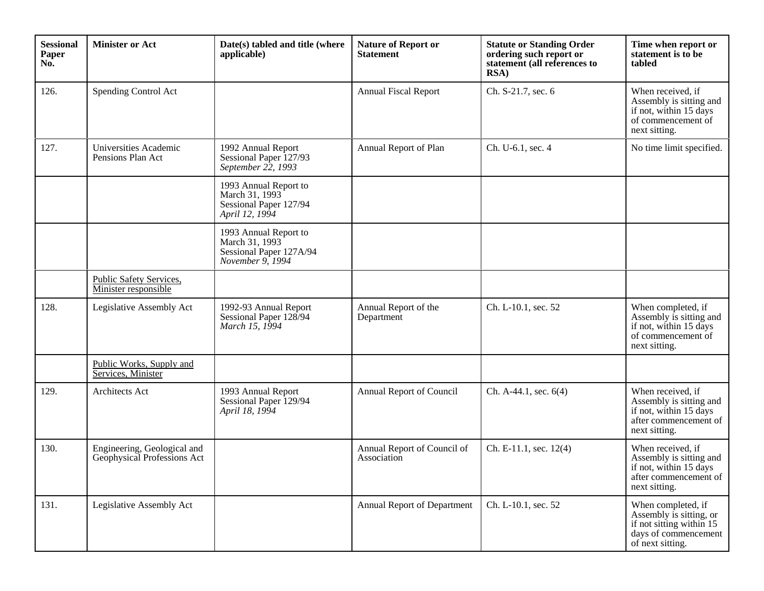| Sessional Paper No. | Minister or Act | Date(s) tabled and title (where applicable) | Nature of Report or Statement | Statute or Standing Order ordering such report or statement (all references to RSA) | Time when report or statement is to be tabled |
|---|---|---|---|---|---|
| 126. | Spending Control Act | | Annual Fiscal Report | Ch. S-21.7, sec. 6 | When received, if Assembly is sitting and if not, within 15 days of commencement of next sitting. |
| 127. | Universities Academic Pensions Plan Act | 1992 Annual Report Sessional Paper 127/93 *September 22, 1993* | Annual Report of Plan | Ch. U-6.1, sec. 4 | No time limit specified. |
| | | 1993 Annual Report to March 31, 1993 Sessional Paper 127/94 *April 12, 1994* | | | |
| | | 1993 Annual Report to March 31, 1993 Sessional Paper 127A/94 *November 9, 1994* | | | |
| | Public Safety Services, Minister responsible | | | | |
| 128. | Legislative Assembly Act | 1992-93 Annual Report Sessional Paper 128/94 *March 15, 1994* | Annual Report of the Department | Ch. L-10.1, sec. 52 | When completed, if Assembly is sitting and if not, within 15 days of commencement of next sitting. |
| | Public Works, Supply and Services, Minister | | | | |
| 129. | Architects Act | 1993 Annual Report Sessional Paper 129/94 *April 18, 1994* | Annual Report of Council | Ch. A-44.1, sec. 6(4) | When received, if Assembly is sitting and if not, within 15 days after commencement of next sitting. |
| 130. | Engineering, Geological and Geophysical Professions Act | | Annual Report of Council of Association | Ch. E-11.1, sec. 12(4) | When received, if Assembly is sitting and if not, within 15 days after commencement of next sitting. |
| 131. | Legislative Assembly Act | | Annual Report of Department | Ch. L-10.1, sec. 52 | When completed, if Assembly is sitting, or if not sitting within 15 days of commencement of next sitting. |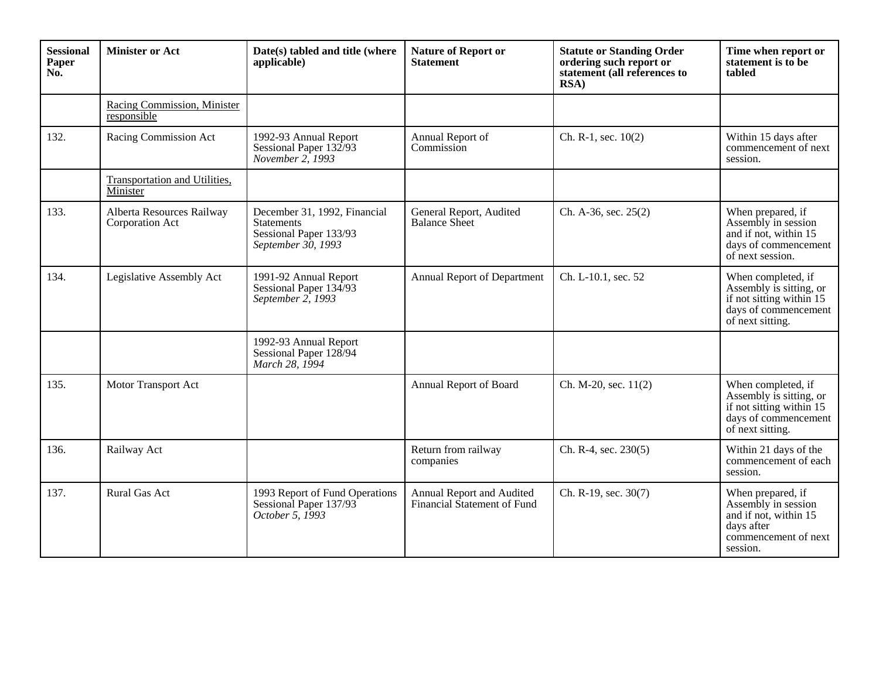| Sessional Paper No. | Minister or Act | Date(s) tabled and title (where applicable) | Nature of Report or Statement | Statute or Standing Order ordering such report or statement (all references to RSA) | Time when report or statement is to be tabled |
|---|---|---|---|---|---|
| | Racing Commission, Minister responsible | | | | |
| 132. | Racing Commission Act | 1992-93 Annual Report<br>Sessional Paper 132/93<br>*November 2, 1993* | Annual Report of Commission | Ch. R-1, sec. 10(2) | Within 15 days after commencement of next session. |
| | Transportation and Utilities, Minister | | | | |
| 133. | Alberta Resources Railway Corporation Act | December 31, 1992, Financial Statements<br>Sessional Paper 133/93<br>*September 30, 1993* | General Report, Audited Balance Sheet | Ch. A-36, sec. 25(2) | When prepared, if Assembly in session and if not, within 15 days of commencement of next session. |
| 134. | Legislative Assembly Act | 1991-92 Annual Report<br>Sessional Paper 134/93<br>*September 2, 1993* | Annual Report of Department | Ch. L-10.1, sec. 52 | When completed, if Assembly is sitting, or if not sitting within 15 days of commencement of next sitting. |
| | | 1992-93 Annual Report<br>Sessional Paper 128/94<br>*March 28, 1994* | | | |
| 135. | Motor Transport Act | | Annual Report of Board | Ch. M-20, sec. 11(2) | When completed, if Assembly is sitting, or if not sitting within 15 days of commencement of next sitting. |
| 136. | Railway Act | | Return from railway companies | Ch. R-4, sec. 230(5) | Within 21 days of the commencement of each session. |
| 137. | Rural Gas Act | 1993 Report of Fund Operations<br>Sessional Paper 137/93<br>*October 5, 1993* | Annual Report and Audited Financial Statement of Fund | Ch. R-19, sec. 30(7) | When prepared, if Assembly in session and if not, within 15 days after commencement of next session. |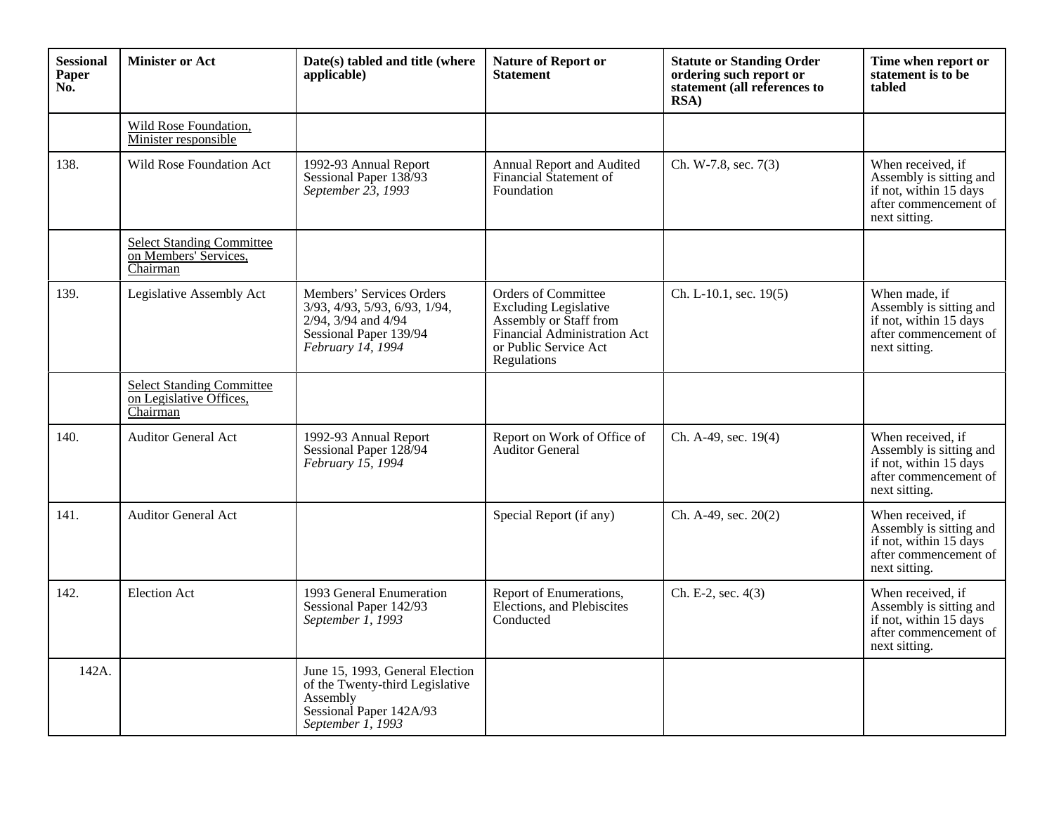| Sessional Paper No. | Minister or Act | Date(s) tabled and title (where applicable) | Nature of Report or Statement | Statute or Standing Order ordering such report or statement (all references to RSA) | Time when report or statement is to be tabled |
|---|---|---|---|---|---|
| | Wild Rose Foundation, Minister responsible | | | | |
| 138. | Wild Rose Foundation Act | 1992-93 Annual Report<br>Sessional Paper 138/93<br>*September 23, 1993* | Annual Report and Audited Financial Statement of Foundation | Ch. W-7.8, sec. 7(3) | When received, if Assembly is sitting and if not, within 15 days after commencement of next sitting. |
| | Select Standing Committee on Members' Services, Chairman | | | | |
| 139. | Legislative Assembly Act | Members' Services Orders 3/93, 4/93, 5/93, 6/93, 1/94, 2/94, 3/94 and 4/94<br>Sessional Paper 139/94<br>*February 14, 1994* | Orders of Committee Excluding Legislative Assembly or Staff from Financial Administration Act or Public Service Act Regulations | Ch. L-10.1, sec. 19(5) | When made, if Assembly is sitting and if not, within 15 days after commencement of next sitting. |
| | Select Standing Committee on Legislative Offices, Chairman | | | | |
| 140. | Auditor General Act | 1992-93 Annual Report<br>Sessional Paper 128/94<br>*February 15, 1994* | Report on Work of Office of Auditor General | Ch. A-49, sec. 19(4) | When received, if Assembly is sitting and if not, within 15 days after commencement of next sitting. |
| 141. | Auditor General Act | | Special Report (if any) | Ch. A-49, sec. 20(2) | When received, if Assembly is sitting and if not, within 15 days after commencement of next sitting. |
| 142. | Election Act | 1993 General Enumeration<br>Sessional Paper 142/93<br>*September 1, 1993* | Report of Enumerations, Elections, and Plebiscites Conducted | Ch. E-2, sec. 4(3) | When received, if Assembly is sitting and if not, within 15 days after commencement of next sitting. |
| 142A. | | June 15, 1993, General Election of the Twenty-third Legislative Assembly<br>Sessional Paper 142A/93<br>*September 1, 1993* | | | |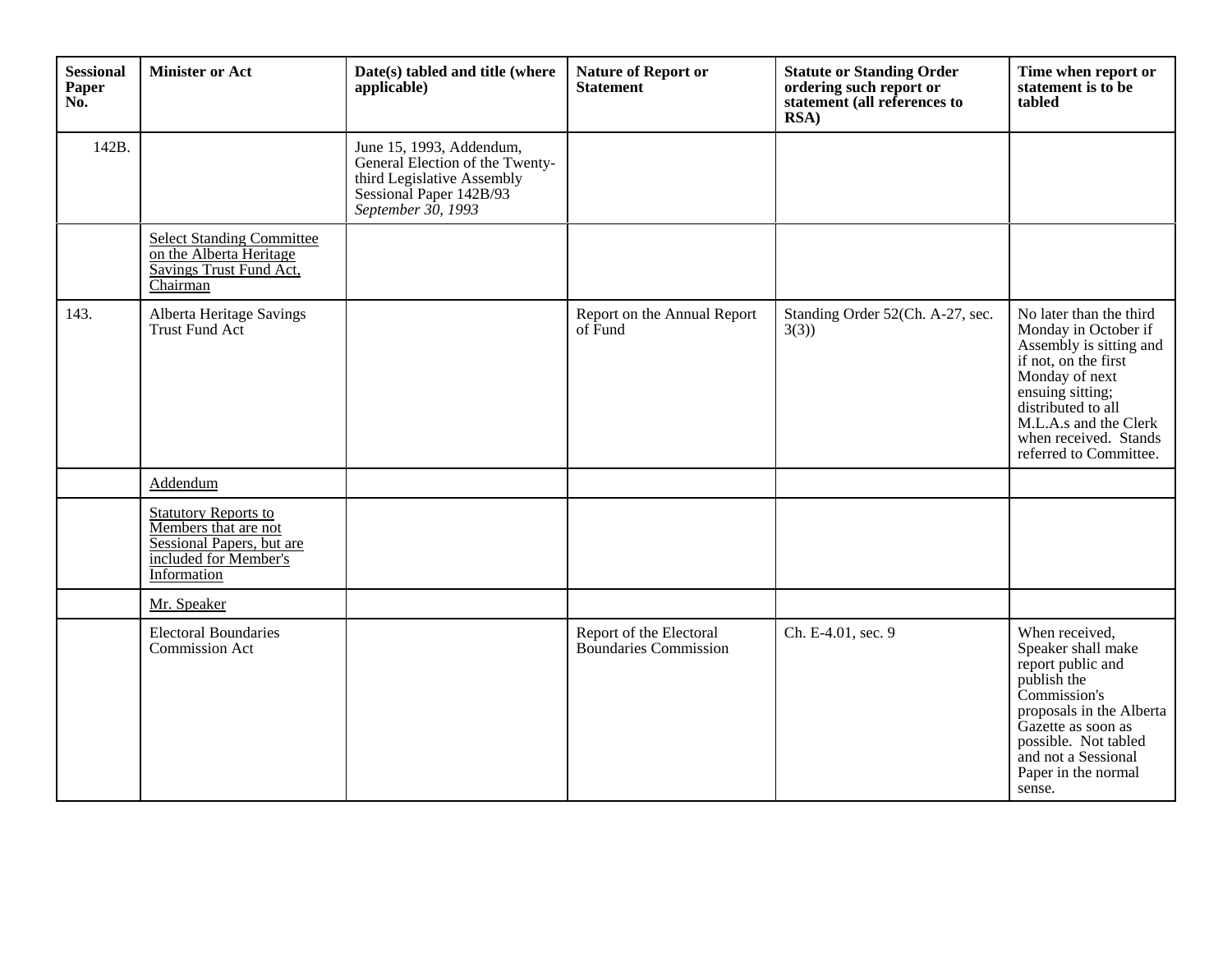| Sessional Paper No. | Minister or Act | Date(s) tabled and title (where applicable) | Nature of Report or Statement | Statute or Standing Order ordering such report or statement (all references to RSA) | Time when report or statement is to be tabled |
| --- | --- | --- | --- | --- | --- |
| 142B. | | June 15, 1993, Addendum, General Election of the Twenty-third Legislative Assembly Sessional Paper 142B/93 *September 30, 1993* | | | |
| | Select Standing Committee on the Alberta Heritage Savings Trust Fund Act, Chairman | | | | |
| 143. | Alberta Heritage Savings Trust Fund Act | | Report on the Annual Report of Fund | Standing Order 52(Ch. A-27, sec. 3(3)) | No later than the third Monday in October if Assembly is sitting and if not, on the first Monday of next ensuing sitting; distributed to all M.L.A.s and the Clerk when received. Stands referred to Committee. |
| | Addendum | | | | |
| | Statutory Reports to Members that are not Sessional Papers, but are included for Member's Information | | | | |
| | Mr. Speaker | | | | |
| | Electoral Boundaries Commission Act | | Report of the Electoral Boundaries Commission | Ch. E-4.01, sec. 9 | When received, Speaker shall make report public and publish the Commission's proposals in the Alberta Gazette as soon as possible. Not tabled and not a Sessional Paper in the normal sense. |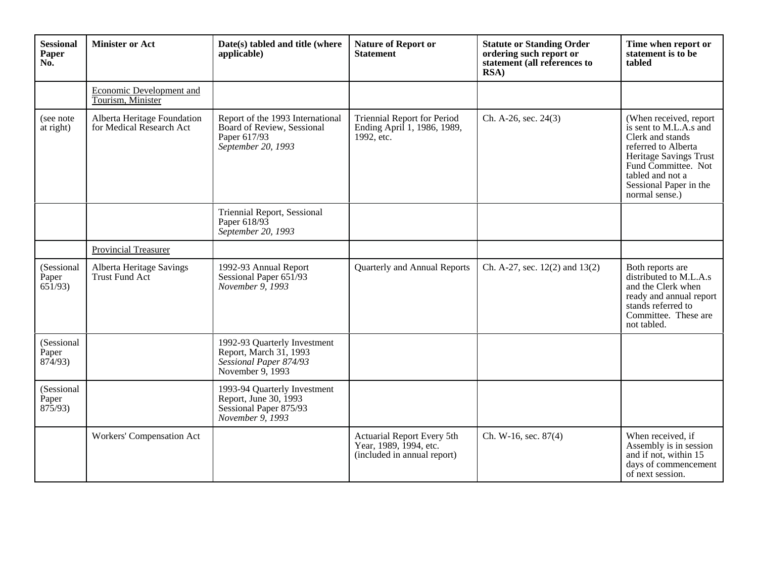| Sessional Paper No. | Minister or Act | Date(s) tabled and title (where applicable) | Nature of Report or Statement | Statute or Standing Order ordering such report or statement (all references to RSA) | Time when report or statement is to be tabled |
|---|---|---|---|---|---|
| | Economic Development and Tourism, Minister | | | | |
| (see note at right) | Alberta Heritage Foundation for Medical Research Act | Report of the 1993 International Board of Review, Sessional Paper 617/93 *September 20, 1993* | Triennial Report for Period Ending April 1, 1986, 1989, 1992, etc. | Ch. A-26, sec. 24(3) | (When received, report is sent to M.L.A.s and Clerk and stands referred to Alberta Heritage Savings Trust Fund Committee. Not tabled and not a Sessional Paper in the normal sense.) |
| | | Triennial Report, Sessional Paper 618/93 *September 20, 1993* | | | |
| | Provincial Treasurer | | | | |
| (Sessional Paper 651/93) | Alberta Heritage Savings Trust Fund Act | 1992-93 Annual Report Sessional Paper 651/93 *November 9, 1993* | Quarterly and Annual Reports | Ch. A-27, sec. 12(2) and 13(2) | Both reports are distributed to M.L.A.s and the Clerk when ready and annual report stands referred to Committee. These are not tabled. |
| (Sessional Paper 874/93) | | 1992-93 Quarterly Investment Report, March 31, 1993 *Sessional Paper 874/93* November 9, 1993 | | | |
| (Sessional Paper 875/93) | | 1993-94 Quarterly Investment Report, June 30, 1993 Sessional Paper 875/93 *November 9, 1993* | | | |
| | Workers' Compensation Act | | Actuarial Report Every 5th Year, 1989, 1994, etc. (included in annual report) | Ch. W-16, sec. 87(4) | When received, if Assembly is in session and if not, within 15 days of commencement of next session. |